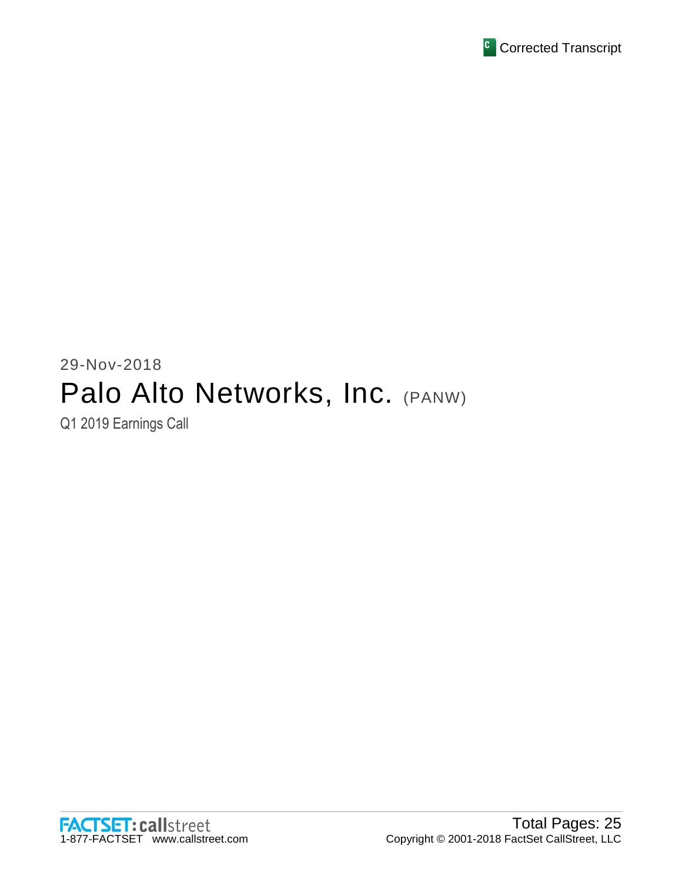Corrected Transcript

29-Nov-2018

# Palo Alto Networks, Inc. (PANW)

Q1 2019 Earnings Call

FACTSET: callstreet
1-877-FACTSET www.callstreet.com

Total Pages: 25
Copyright © 2001-2018 FactSet CallStreet, LLC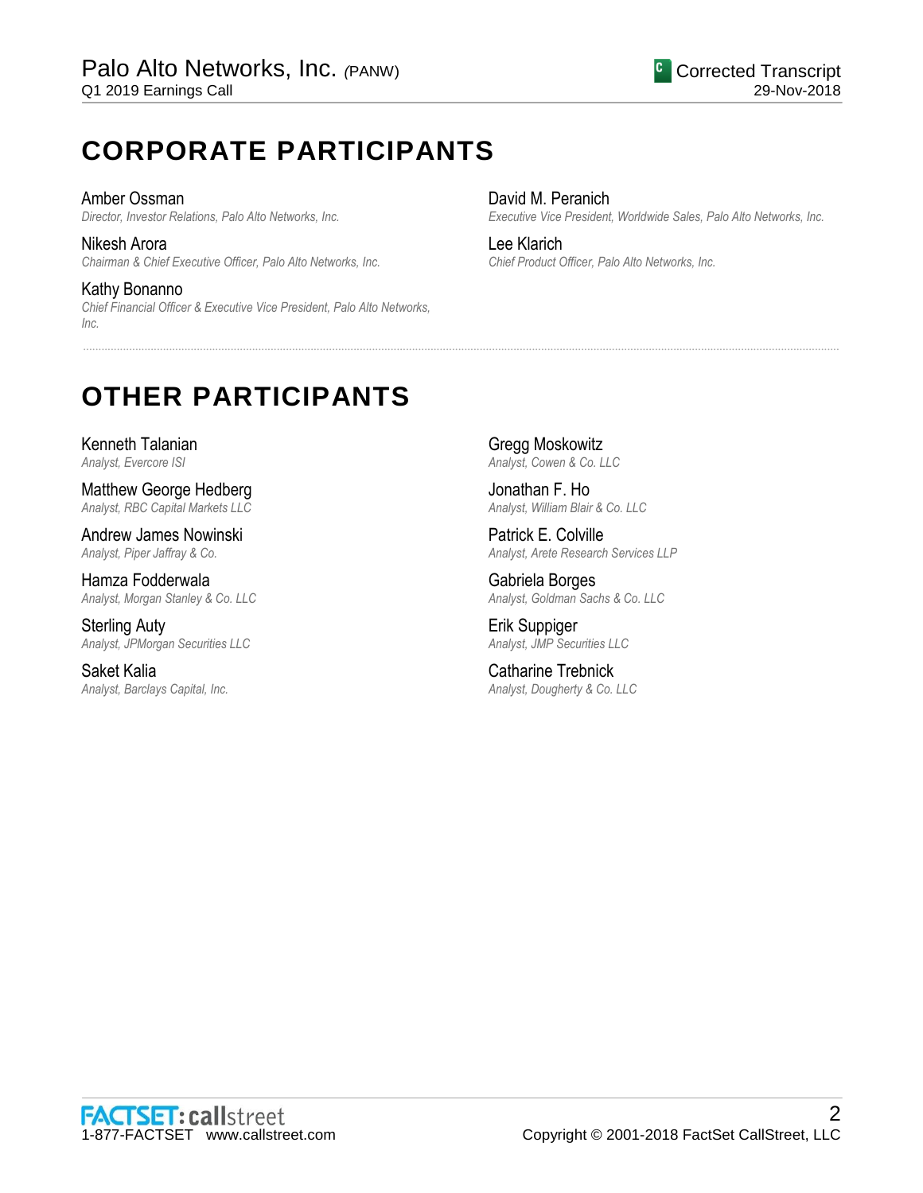# CORPORATE PARTICIPANTS

Amber Ossman
*Director, Investor Relations, Palo Alto Networks, Inc.*

Nikesh Arora
*Chairman & Chief Executive Officer, Palo Alto Networks, Inc.*

Kathy Bonanno
*Chief Financial Officer & Executive Vice President, Palo Alto Networks, Inc.*

David M. Peranich
*Executive Vice President, Worldwide Sales, Palo Alto Networks, Inc.*

Lee Klarich
*Chief Product Officer, Palo Alto Networks, Inc.*

# OTHER PARTICIPANTS

Kenneth Talanian
*Analyst, Evercore ISI*

Matthew George Hedberg
*Analyst, RBC Capital Markets LLC*

Andrew James Nowinski
*Analyst, Piper Jaffray & Co.*

Hamza Fodderwala
*Analyst, Morgan Stanley & Co. LLC*

Sterling Auty
*Analyst, JPMorgan Securities LLC*

Saket Kalia
*Analyst, Barclays Capital, Inc.*

Gregg Moskowitz
*Analyst, Cowen & Co. LLC*

Jonathan F. Ho
*Analyst, William Blair & Co. LLC*

Patrick E. Colville
*Analyst, Arete Research Services LLP*

Gabriela Borges
*Analyst, Goldman Sachs & Co. LLC*

Erik Suppiger
*Analyst, JMP Securities LLC*

Catharine Trebnick
*Analyst, Dougherty & Co. LLC*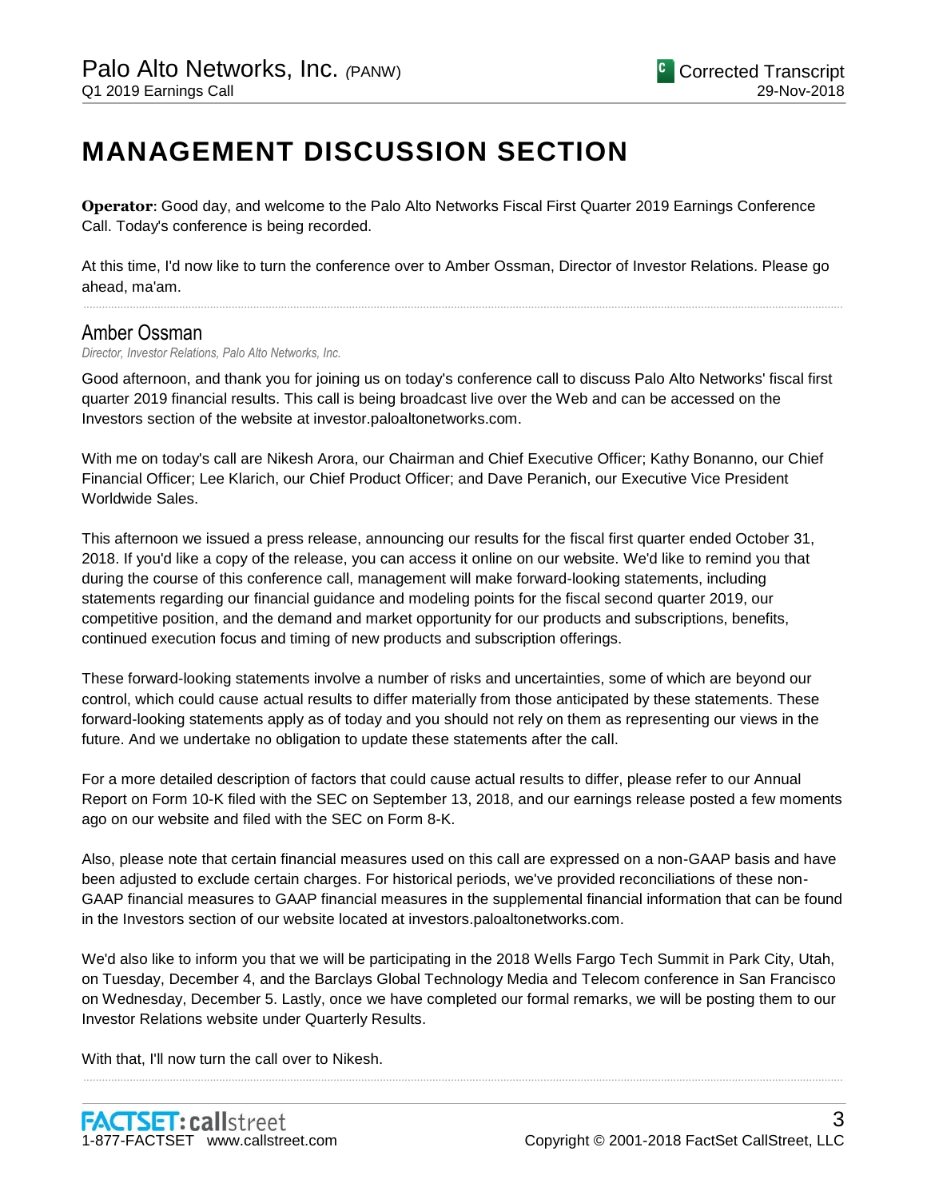# MANAGEMENT DISCUSSION SECTION

**Operator**: Good day, and welcome to the Palo Alto Networks Fiscal First Quarter 2019 Earnings Conference Call. Today's conference is being recorded.

At this time, I'd now like to turn the conference over to Amber Ossman, Director of Investor Relations. Please go ahead, ma'am.

## Amber Ossman

*Director, Investor Relations, Palo Alto Networks, Inc.*

Good afternoon, and thank you for joining us on today's conference call to discuss Palo Alto Networks' fiscal first quarter 2019 financial results. This call is being broadcast live over the Web and can be accessed on the Investors section of the website at investor.paloaltonetworks.com.

With me on today's call are Nikesh Arora, our Chairman and Chief Executive Officer; Kathy Bonanno, our Chief Financial Officer; Lee Klarich, our Chief Product Officer; and Dave Peranich, our Executive Vice President Worldwide Sales.

This afternoon we issued a press release, announcing our results for the fiscal first quarter ended October 31, 2018. If you'd like a copy of the release, you can access it online on our website. We'd like to remind you that during the course of this conference call, management will make forward-looking statements, including statements regarding our financial guidance and modeling points for the fiscal second quarter 2019, our competitive position, and the demand and market opportunity for our products and subscriptions, benefits, continued execution focus and timing of new products and subscription offerings.

These forward-looking statements involve a number of risks and uncertainties, some of which are beyond our control, which could cause actual results to differ materially from those anticipated by these statements. These forward-looking statements apply as of today and you should not rely on them as representing our views in the future. And we undertake no obligation to update these statements after the call.

For a more detailed description of factors that could cause actual results to differ, please refer to our Annual Report on Form 10-K filed with the SEC on September 13, 2018, and our earnings release posted a few moments ago on our website and filed with the SEC on Form 8-K.

Also, please note that certain financial measures used on this call are expressed on a non-GAAP basis and have been adjusted to exclude certain charges. For historical periods, we've provided reconciliations of these non-GAAP financial measures to GAAP financial measures in the supplemental financial information that can be found in the Investors section of our website located at investors.paloaltonetworks.com.

We'd also like to inform you that we will be participating in the 2018 Wells Fargo Tech Summit in Park City, Utah, on Tuesday, December 4, and the Barclays Global Technology Media and Telecom conference in San Francisco on Wednesday, December 5. Lastly, once we have completed our formal remarks, we will be posting them to our Investor Relations website under Quarterly Results.

With that, I'll now turn the call over to Nikesh.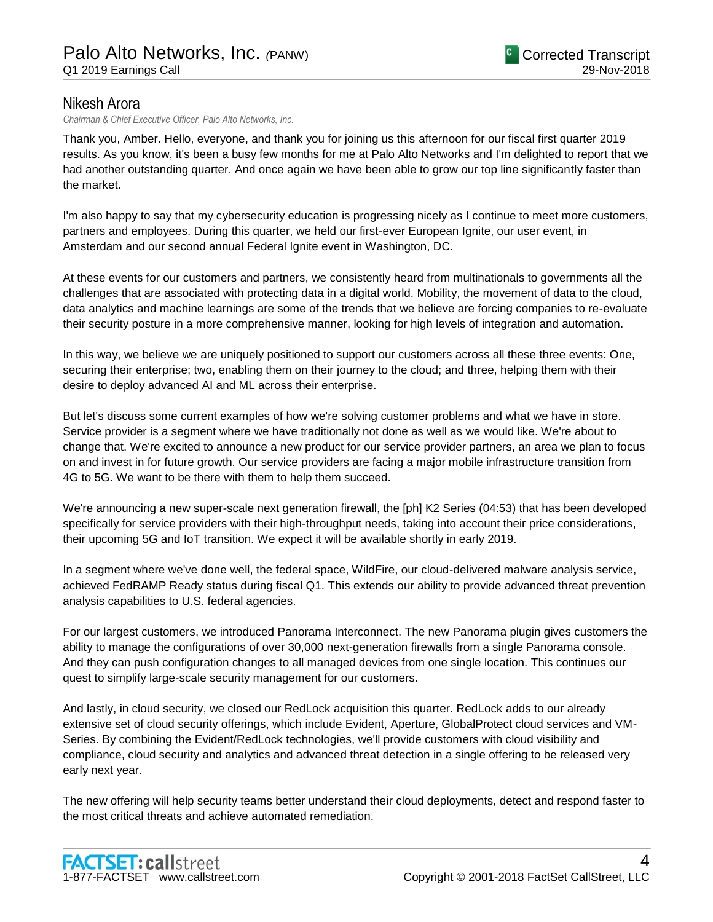## Nikesh Arora

*Chairman & Chief Executive Officer, Palo Alto Networks, Inc.*

Thank you, Amber. Hello, everyone, and thank you for joining us this afternoon for our fiscal first quarter 2019 results. As you know, it's been a busy few months for me at Palo Alto Networks and I'm delighted to report that we had another outstanding quarter. And once again we have been able to grow our top line significantly faster than the market.

I'm also happy to say that my cybersecurity education is progressing nicely as I continue to meet more customers, partners and employees. During this quarter, we held our first-ever European Ignite, our user event, in Amsterdam and our second annual Federal Ignite event in Washington, DC.

At these events for our customers and partners, we consistently heard from multinationals to governments all the challenges that are associated with protecting data in a digital world. Mobility, the movement of data to the cloud, data analytics and machine learnings are some of the trends that we believe are forcing companies to re-evaluate their security posture in a more comprehensive manner, looking for high levels of integration and automation.

In this way, we believe we are uniquely positioned to support our customers across all these three events: One, securing their enterprise; two, enabling them on their journey to the cloud; and three, helping them with their desire to deploy advanced AI and ML across their enterprise.

But let's discuss some current examples of how we're solving customer problems and what we have in store. Service provider is a segment where we have traditionally not done as well as we would like. We're about to change that. We're excited to announce a new product for our service provider partners, an area we plan to focus on and invest in for future growth. Our service providers are facing a major mobile infrastructure transition from 4G to 5G. We want to be there with them to help them succeed.

We're announcing a new super-scale next generation firewall, the [ph] K2 Series (04:53) that has been developed specifically for service providers with their high-throughput needs, taking into account their price considerations, their upcoming 5G and IoT transition. We expect it will be available shortly in early 2019.

In a segment where we've done well, the federal space, WildFire, our cloud-delivered malware analysis service, achieved FedRAMP Ready status during fiscal Q1. This extends our ability to provide advanced threat prevention analysis capabilities to U.S. federal agencies.

For our largest customers, we introduced Panorama Interconnect. The new Panorama plugin gives customers the ability to manage the configurations of over 30,000 next-generation firewalls from a single Panorama console. And they can push configuration changes to all managed devices from one single location. This continues our quest to simplify large-scale security management for our customers.

And lastly, in cloud security, we closed our RedLock acquisition this quarter. RedLock adds to our already extensive set of cloud security offerings, which include Evident, Aperture, GlobalProtect cloud services and VM-Series. By combining the Evident/RedLock technologies, we'll provide customers with cloud visibility and compliance, cloud security and analytics and advanced threat detection in a single offering to be released very early next year.

The new offering will help security teams better understand their cloud deployments, detect and respond faster to the most critical threats and achieve automated remediation.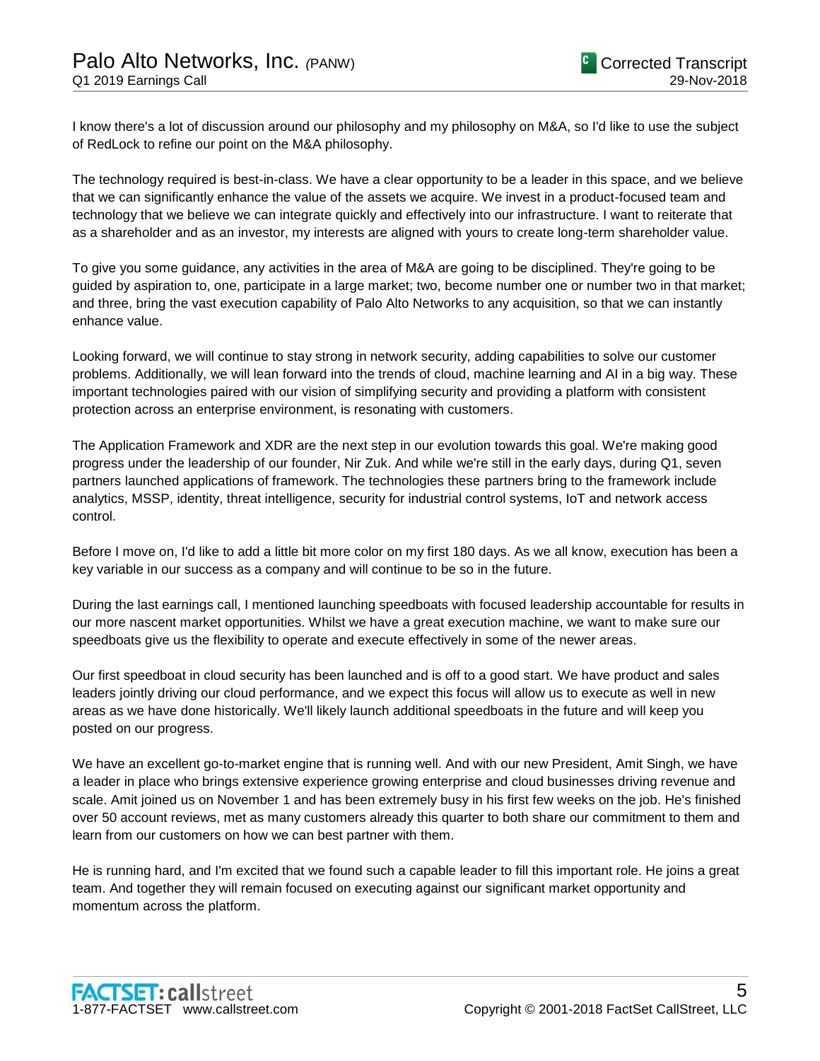I know there's a lot of discussion around our philosophy and my philosophy on M&A, so I'd like to use the subject of RedLock to refine our point on the M&A philosophy.

The technology required is best-in-class. We have a clear opportunity to be a leader in this space, and we believe that we can significantly enhance the value of the assets we acquire. We invest in a product-focused team and technology that we believe we can integrate quickly and effectively into our infrastructure. I want to reiterate that as a shareholder and as an investor, my interests are aligned with yours to create long-term shareholder value.

To give you some guidance, any activities in the area of M&A are going to be disciplined. They're going to be guided by aspiration to, one, participate in a large market; two, become number one or number two in that market; and three, bring the vast execution capability of Palo Alto Networks to any acquisition, so that we can instantly enhance value.

Looking forward, we will continue to stay strong in network security, adding capabilities to solve our customer problems. Additionally, we will lean forward into the trends of cloud, machine learning and AI in a big way. These important technologies paired with our vision of simplifying security and providing a platform with consistent protection across an enterprise environment, is resonating with customers.

The Application Framework and XDR are the next step in our evolution towards this goal. We're making good progress under the leadership of our founder, Nir Zuk. And while we're still in the early days, during Q1, seven partners launched applications of framework. The technologies these partners bring to the framework include analytics, MSSP, identity, threat intelligence, security for industrial control systems, IoT and network access control.

Before I move on, I'd like to add a little bit more color on my first 180 days. As we all know, execution has been a key variable in our success as a company and will continue to be so in the future.

During the last earnings call, I mentioned launching speedboats with focused leadership accountable for results in our more nascent market opportunities. Whilst we have a great execution machine, we want to make sure our speedboats give us the flexibility to operate and execute effectively in some of the newer areas.

Our first speedboat in cloud security has been launched and is off to a good start. We have product and sales leaders jointly driving our cloud performance, and we expect this focus will allow us to execute as well in new areas as we have done historically. We'll likely launch additional speedboats in the future and will keep you posted on our progress.

We have an excellent go-to-market engine that is running well. And with our new President, Amit Singh, we have a leader in place who brings extensive experience growing enterprise and cloud businesses driving revenue and scale. Amit joined us on November 1 and has been extremely busy in his first few weeks on the job. He's finished over 50 account reviews, met as many customers already this quarter to both share our commitment to them and learn from our customers on how we can best partner with them.

He is running hard, and I'm excited that we found such a capable leader to fill this important role. He joins a great team. And together they will remain focused on executing against our significant market opportunity and momentum across the platform.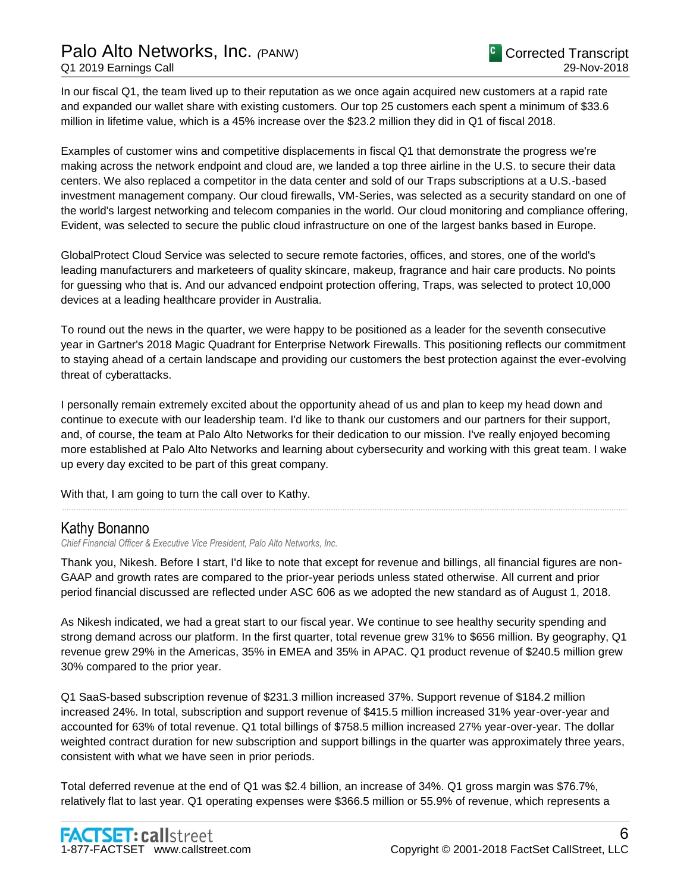In our fiscal Q1, the team lived up to their reputation as we once again acquired new customers at a rapid rate and expanded our wallet share with existing customers. Our top 25 customers each spent a minimum of $33.6 million in lifetime value, which is a 45% increase over the $23.2 million they did in Q1 of fiscal 2018.

Examples of customer wins and competitive displacements in fiscal Q1 that demonstrate the progress we're making across the network endpoint and cloud are, we landed a top three airline in the U.S. to secure their data centers. We also replaced a competitor in the data center and sold of our Traps subscriptions at a U.S.-based investment management company. Our cloud firewalls, VM-Series, was selected as a security standard on one of the world's largest networking and telecom companies in the world. Our cloud monitoring and compliance offering, Evident, was selected to secure the public cloud infrastructure on one of the largest banks based in Europe.

GlobalProtect Cloud Service was selected to secure remote factories, offices, and stores, one of the world's leading manufacturers and marketeers of quality skincare, makeup, fragrance and hair care products. No points for guessing who that is. And our advanced endpoint protection offering, Traps, was selected to protect 10,000 devices at a leading healthcare provider in Australia.

To round out the news in the quarter, we were happy to be positioned as a leader for the seventh consecutive year in Gartner's 2018 Magic Quadrant for Enterprise Network Firewalls. This positioning reflects our commitment to staying ahead of a certain landscape and providing our customers the best protection against the ever-evolving threat of cyberattacks.

I personally remain extremely excited about the opportunity ahead of us and plan to keep my head down and continue to execute with our leadership team. I'd like to thank our customers and our partners for their support, and, of course, the team at Palo Alto Networks for their dedication to our mission. I've really enjoyed becoming more established at Palo Alto Networks and learning about cybersecurity and working with this great team. I wake up every day excited to be part of this great company.

With that, I am going to turn the call over to Kathy.

## Kathy Bonanno

*Chief Financial Officer & Executive Vice President, Palo Alto Networks, Inc.*

Thank you, Nikesh. Before I start, I'd like to note that except for revenue and billings, all financial figures are non-GAAP and growth rates are compared to the prior-year periods unless stated otherwise. All current and prior period financial discussed are reflected under ASC 606 as we adopted the new standard as of August 1, 2018.

As Nikesh indicated, we had a great start to our fiscal year. We continue to see healthy security spending and strong demand across our platform. In the first quarter, total revenue grew 31% to $656 million. By geography, Q1 revenue grew 29% in the Americas, 35% in EMEA and 35% in APAC. Q1 product revenue of $240.5 million grew 30% compared to the prior year.

Q1 SaaS-based subscription revenue of $231.3 million increased 37%. Support revenue of $184.2 million increased 24%. In total, subscription and support revenue of $415.5 million increased 31% year-over-year and accounted for 63% of total revenue. Q1 total billings of $758.5 million increased 27% year-over-year. The dollar weighted contract duration for new subscription and support billings in the quarter was approximately three years, consistent with what we have seen in prior periods.

Total deferred revenue at the end of Q1 was $2.4 billion, an increase of 34%. Q1 gross margin was $76.7%, relatively flat to last year. Q1 operating expenses were $366.5 million or 55.9% of revenue, which represents a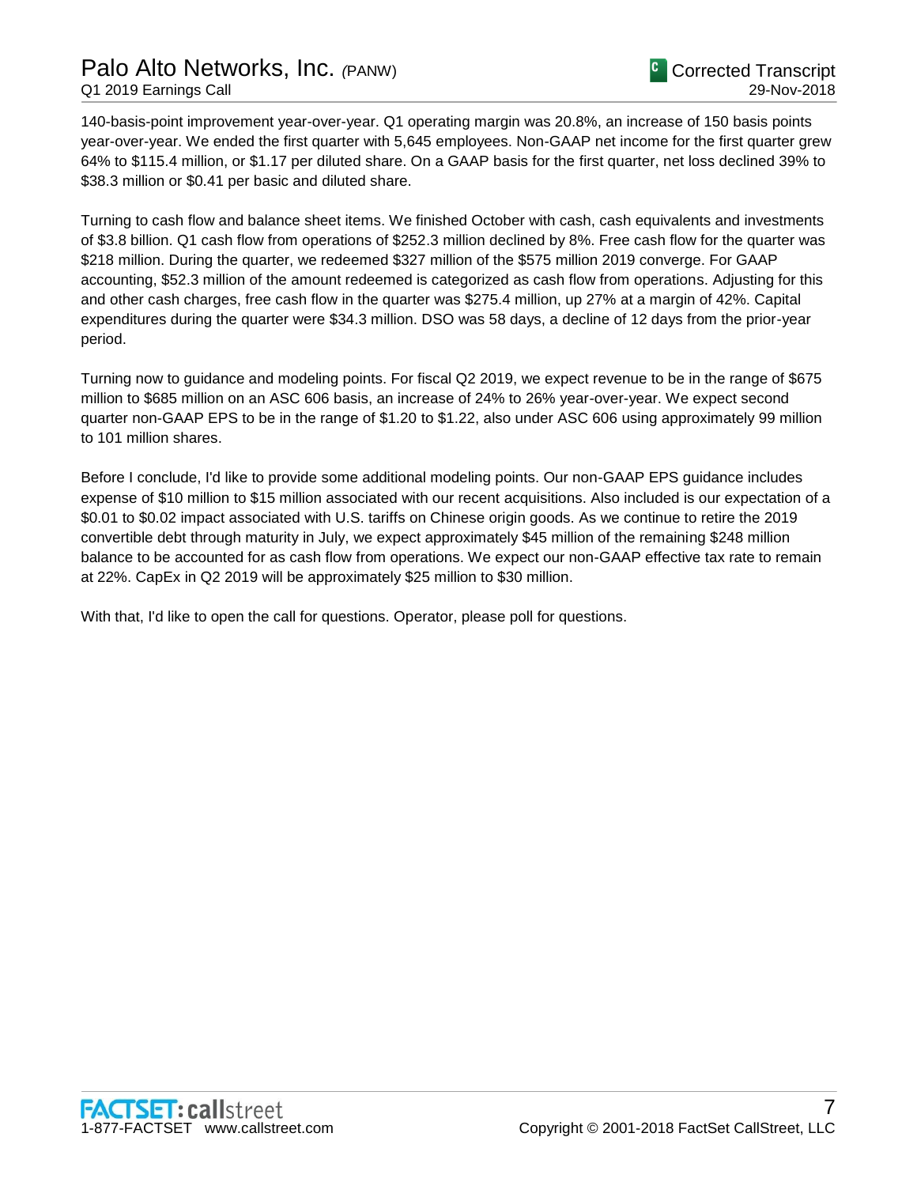140-basis-point improvement year-over-year. Q1 operating margin was 20.8%, an increase of 150 basis points year-over-year. We ended the first quarter with 5,645 employees. Non-GAAP net income for the first quarter grew 64% to $115.4 million, or $1.17 per diluted share. On a GAAP basis for the first quarter, net loss declined 39% to $38.3 million or $0.41 per basic and diluted share.

Turning to cash flow and balance sheet items. We finished October with cash, cash equivalents and investments of $3.8 billion. Q1 cash flow from operations of $252.3 million declined by 8%. Free cash flow for the quarter was $218 million. During the quarter, we redeemed $327 million of the $575 million 2019 converge. For GAAP accounting, $52.3 million of the amount redeemed is categorized as cash flow from operations. Adjusting for this and other cash charges, free cash flow in the quarter was $275.4 million, up 27% at a margin of 42%. Capital expenditures during the quarter were $34.3 million. DSO was 58 days, a decline of 12 days from the prior-year period.

Turning now to guidance and modeling points. For fiscal Q2 2019, we expect revenue to be in the range of $675 million to $685 million on an ASC 606 basis, an increase of 24% to 26% year-over-year. We expect second quarter non-GAAP EPS to be in the range of $1.20 to $1.22, also under ASC 606 using approximately 99 million to 101 million shares.

Before I conclude, I'd like to provide some additional modeling points. Our non-GAAP EPS guidance includes expense of $10 million to $15 million associated with our recent acquisitions. Also included is our expectation of a $0.01 to $0.02 impact associated with U.S. tariffs on Chinese origin goods. As we continue to retire the 2019 convertible debt through maturity in July, we expect approximately $45 million of the remaining $248 million balance to be accounted for as cash flow from operations. We expect our non-GAAP effective tax rate to remain at 22%. CapEx in Q2 2019 will be approximately $25 million to $30 million.

With that, I'd like to open the call for questions. Operator, please poll for questions.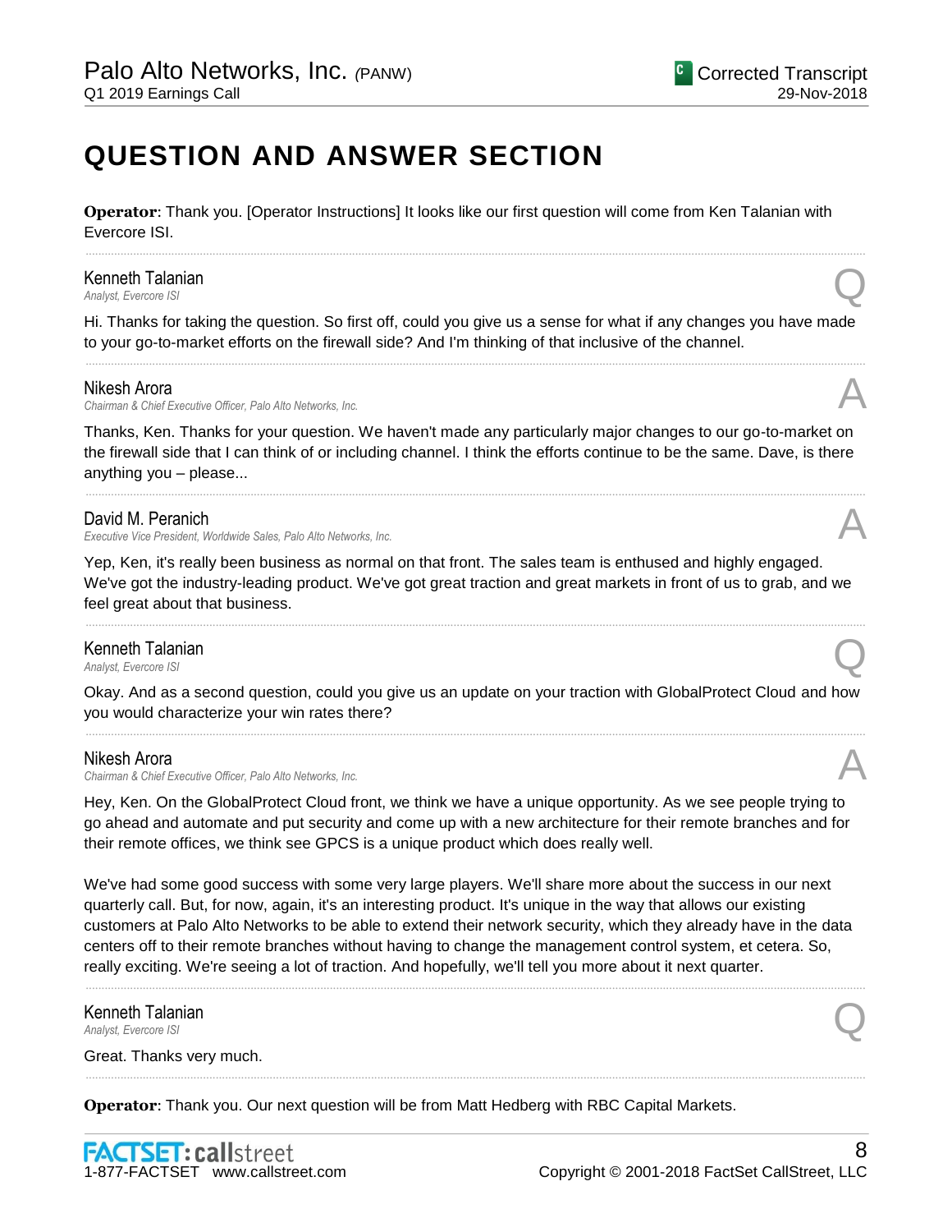# QUESTION AND ANSWER SECTION

**Operator**: Thank you. [Operator Instructions] It looks like our first question will come from Ken Talanian with Evercore ISI.

---

**Kenneth Talanian**
*Analyst, Evercore ISI*

Q

Hi. Thanks for taking the question. So first off, could you give us a sense for what if any changes you have made to your go-to-market efforts on the firewall side? And I'm thinking of that inclusive of the channel.

---

**Nikesh Arora**
*Chairman & Chief Executive Officer, Palo Alto Networks, Inc.*

A

Thanks, Ken. Thanks for your question. We haven't made any particularly major changes to our go-to-market on the firewall side that I can think of or including channel. I think the efforts continue to be the same. Dave, is there anything you – please...

---

**David M. Peranich**
*Executive Vice President, Worldwide Sales, Palo Alto Networks, Inc.*

A

Yep, Ken, it's really been business as normal on that front. The sales team is enthused and highly engaged. We've got the industry-leading product. We've got great traction and great markets in front of us to grab, and we feel great about that business.

---

**Kenneth Talanian**
*Analyst, Evercore ISI*

Q

Okay. And as a second question, could you give us an update on your traction with GlobalProtect Cloud and how you would characterize your win rates there?

---

**Nikesh Arora**
*Chairman & Chief Executive Officer, Palo Alto Networks, Inc.*

A

Hey, Ken. On the GlobalProtect Cloud front, we think we have a unique opportunity. As we see people trying to go ahead and automate and put security and come up with a new architecture for their remote branches and for their remote offices, we think see GPCS is a unique product which does really well.

We've had some good success with some very large players. We'll share more about the success in our next quarterly call. But, for now, again, it's an interesting product. It's unique in the way that allows our existing customers at Palo Alto Networks to be able to extend their network security, which they already have in the data centers off to their remote branches without having to change the management control system, et cetera. So, really exciting. We're seeing a lot of traction. And hopefully, we'll tell you more about it next quarter.

---

**Kenneth Talanian**
*Analyst, Evercore ISI*

Q

Great. Thanks very much.

---

**Operator**: Thank you. Our next question will be from Matt Hedberg with RBC Capital Markets.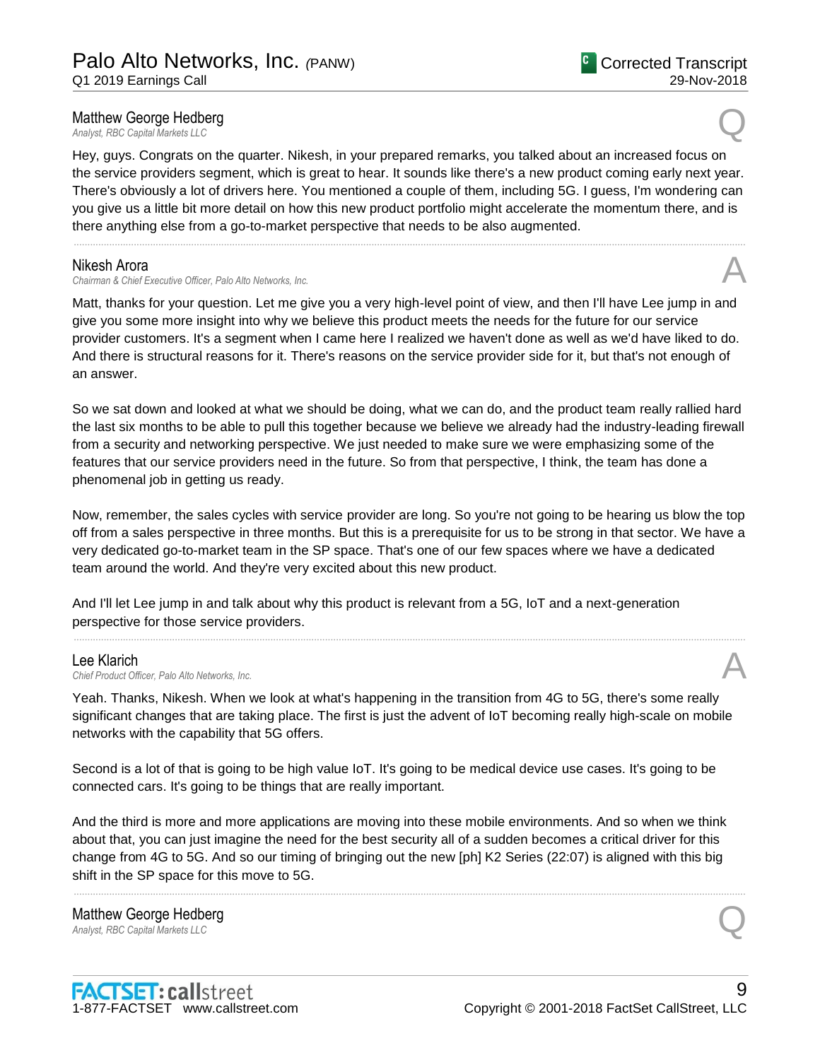**Matthew George Hedberg**
*Analyst, RBC Capital Markets LLC*

Q

Hey, guys. Congrats on the quarter. Nikesh, in your prepared remarks, you talked about an increased focus on the service providers segment, which is great to hear. It sounds like there's a new product coming early next year. There's obviously a lot of drivers here. You mentioned a couple of them, including 5G. I guess, I'm wondering can you give us a little bit more detail on how this new product portfolio might accelerate the momentum there, and is there anything else from a go-to-market perspective that needs to be also augmented.

---

**Nikesh Arora**
*Chairman & Chief Executive Officer, Palo Alto Networks, Inc.*

A

Matt, thanks for your question. Let me give you a very high-level point of view, and then I'll have Lee jump in and give you some more insight into why we believe this product meets the needs for the future for our service provider customers. It's a segment when I came here I realized we haven't done as well as we'd have liked to do. And there is structural reasons for it. There's reasons on the service provider side for it, but that's not enough of an answer.

So we sat down and looked at what we should be doing, what we can do, and the product team really rallied hard the last six months to be able to pull this together because we believe we already had the industry-leading firewall from a security and networking perspective. We just needed to make sure we were emphasizing some of the features that our service providers need in the future. So from that perspective, I think, the team has done a phenomenal job in getting us ready.

Now, remember, the sales cycles with service provider are long. So you're not going to be hearing us blow the top off from a sales perspective in three months. But this is a prerequisite for us to be strong in that sector. We have a very dedicated go-to-market team in the SP space. That's one of our few spaces where we have a dedicated team around the world. And they're very excited about this new product.

And I'll let Lee jump in and talk about why this product is relevant from a 5G, IoT and a next-generation perspective for those service providers.

---

**Lee Klarich**
*Chief Product Officer, Palo Alto Networks, Inc.*

A

Yeah. Thanks, Nikesh. When we look at what's happening in the transition from 4G to 5G, there's some really significant changes that are taking place. The first is just the advent of IoT becoming really high-scale on mobile networks with the capability that 5G offers.

Second is a lot of that is going to be high value IoT. It's going to be medical device use cases. It's going to be connected cars. It's going to be things that are really important.

And the third is more and more applications are moving into these mobile environments. And so when we think about that, you can just imagine the need for the best security all of a sudden becomes a critical driver for this change from 4G to 5G. And so our timing of bringing out the new [ph] K2 Series (22:07) is aligned with this big shift in the SP space for this move to 5G.

---

**Matthew George Hedberg**
*Analyst, RBC Capital Markets LLC*

Q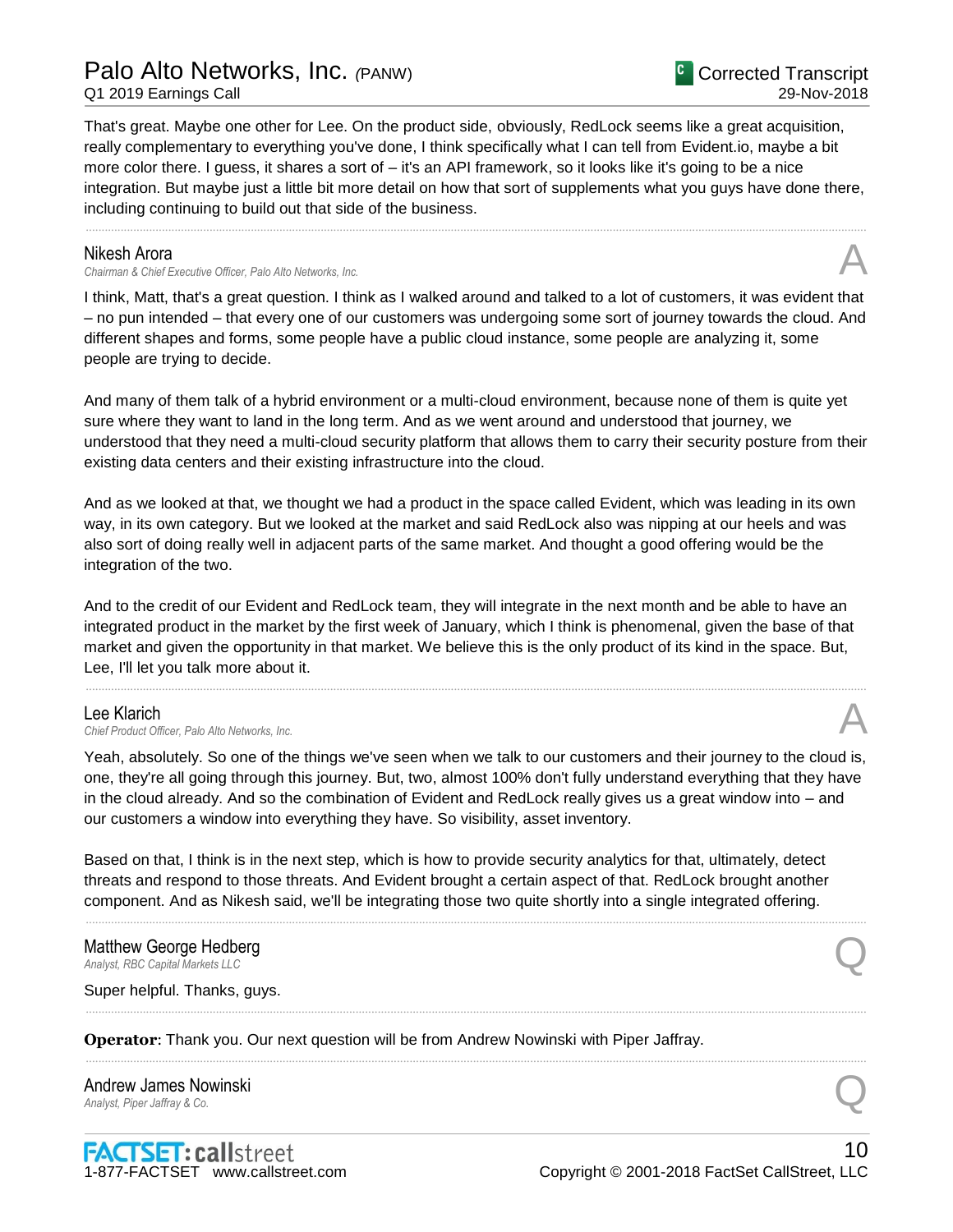That's great. Maybe one other for Lee. On the product side, obviously, RedLock seems like a great acquisition, really complementary to everything you've done, I think specifically what I can tell from Evident.io, maybe a bit more color there. I guess, it shares a sort of – it's an API framework, so it looks like it's going to be a nice integration. But maybe just a little bit more detail on how that sort of supplements what you guys have done there, including continuing to build out that side of the business.

---

**Nikesh Arora**
*Chairman & Chief Executive Officer, Palo Alto Networks, Inc.*

**A**

I think, Matt, that's a great question. I think as I walked around and talked to a lot of customers, it was evident that – no pun intended – that every one of our customers was undergoing some sort of journey towards the cloud. And different shapes and forms, some people have a public cloud instance, some people are analyzing it, some people are trying to decide.

And many of them talk of a hybrid environment or a multi-cloud environment, because none of them is quite yet sure where they want to land in the long term. And as we went around and understood that journey, we understood that they need a multi-cloud security platform that allows them to carry their security posture from their existing data centers and their existing infrastructure into the cloud.

And as we looked at that, we thought we had a product in the space called Evident, which was leading in its own way, in its own category. But we looked at the market and said RedLock also was nipping at our heels and was also sort of doing really well in adjacent parts of the same market. And thought a good offering would be the integration of the two.

And to the credit of our Evident and RedLock team, they will integrate in the next month and be able to have an integrated product in the market by the first week of January, which I think is phenomenal, given the base of that market and given the opportunity in that market. We believe this is the only product of its kind in the space. But, Lee, I'll let you talk more about it.

---

**Lee Klarich**
*Chief Product Officer, Palo Alto Networks, Inc.*

**A**

Yeah, absolutely. So one of the things we've seen when we talk to our customers and their journey to the cloud is, one, they're all going through this journey. But, two, almost 100% don't fully understand everything that they have in the cloud already. And so the combination of Evident and RedLock really gives us a great window into – and our customers a window into everything they have. So visibility, asset inventory.

Based on that, I think is in the next step, which is how to provide security analytics for that, ultimately, detect threats and respond to those threats. And Evident brought a certain aspect of that. RedLock brought another component. And as Nikesh said, we'll be integrating those two quite shortly into a single integrated offering.

---

**Matthew George Hedberg**
*Analyst, RBC Capital Markets LLC*

**Q**

Super helpful. Thanks, guys.

---

**Operator**: Thank you. Our next question will be from Andrew Nowinski with Piper Jaffray.

---

**Andrew James Nowinski**
*Analyst, Piper Jaffray & Co.*

**Q**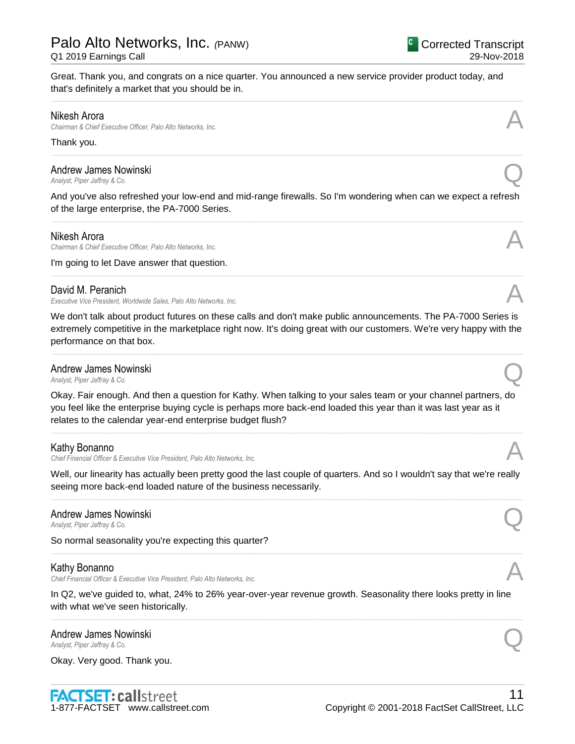Great. Thank you, and congrats on a nice quarter. You announced a new service provider product today, and that's definitely a market that you should be in.

---

**Nikesh Arora**
*Chairman & Chief Executive Officer, Palo Alto Networks, Inc.* **A**

Thank you.

---

**Andrew James Nowinski**
*Analyst, Piper Jaffray & Co.* **Q**

And you've also refreshed your low-end and mid-range firewalls. So I'm wondering when can we expect a refresh of the large enterprise, the PA-7000 Series.

---

**Nikesh Arora**
*Chairman & Chief Executive Officer, Palo Alto Networks, Inc.* **A**

I'm going to let Dave answer that question.

---

**David M. Peranich**
*Executive Vice President, Worldwide Sales, Palo Alto Networks, Inc.* **A**

We don't talk about product futures on these calls and don't make public announcements. The PA-7000 Series is extremely competitive in the marketplace right now. It's doing great with our customers. We're very happy with the performance on that box.

---

**Andrew James Nowinski**
*Analyst, Piper Jaffray & Co.* **Q**

Okay. Fair enough. And then a question for Kathy. When talking to your sales team or your channel partners, do you feel like the enterprise buying cycle is perhaps more back-end loaded this year than it was last year as it relates to the calendar year-end enterprise budget flush?

---

**Kathy Bonanno**
*Chief Financial Officer & Executive Vice President, Palo Alto Networks, Inc.* **A**

Well, our linearity has actually been pretty good the last couple of quarters. And so I wouldn't say that we're really seeing more back-end loaded nature of the business necessarily.

---

**Andrew James Nowinski**
*Analyst, Piper Jaffray & Co.* **Q**

So normal seasonality you're expecting this quarter?

---

**Kathy Bonanno**
*Chief Financial Officer & Executive Vice President, Palo Alto Networks, Inc.* **A**

In Q2, we've guided to, what, 24% to 26% year-over-year revenue growth. Seasonality there looks pretty in line with what we've seen historically.

---

**Andrew James Nowinski**
*Analyst, Piper Jaffray & Co.* **Q**

Okay. Very good. Thank you.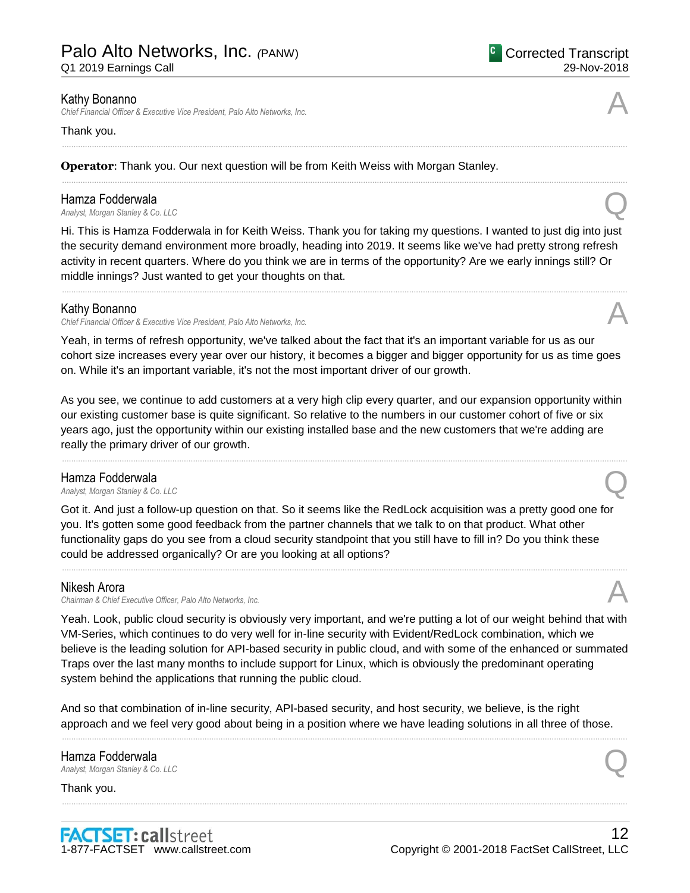**Kathy Bonanno**
*Chief Financial Officer & Executive Vice President, Palo Alto Networks, Inc.*

A

Thank you.

---

**Operator**: Thank you. Our next question will be from Keith Weiss with Morgan Stanley.

---

**Hamza Fodderwala**
*Analyst, Morgan Stanley & Co. LLC*

Q

Hi. This is Hamza Fodderwala in for Keith Weiss. Thank you for taking my questions. I wanted to just dig into just the security demand environment more broadly, heading into 2019. It seems like we've had pretty strong refresh activity in recent quarters. Where do you think we are in terms of the opportunity? Are we early innings still? Or middle innings? Just wanted to get your thoughts on that.

---

**Kathy Bonanno**
*Chief Financial Officer & Executive Vice President, Palo Alto Networks, Inc.*

A

Yeah, in terms of refresh opportunity, we've talked about the fact that it's an important variable for us as our cohort size increases every year over our history, it becomes a bigger and bigger opportunity for us as time goes on. While it's an important variable, it's not the most important driver of our growth.

As you see, we continue to add customers at a very high clip every quarter, and our expansion opportunity within our existing customer base is quite significant. So relative to the numbers in our customer cohort of five or six years ago, just the opportunity within our existing installed base and the new customers that we're adding are really the primary driver of our growth.

---

**Hamza Fodderwala**
*Analyst, Morgan Stanley & Co. LLC*

Q

Got it. And just a follow-up question on that. So it seems like the RedLock acquisition was a pretty good one for you. It's gotten some good feedback from the partner channels that we talk to on that product. What other functionality gaps do you see from a cloud security standpoint that you still have to fill in? Do you think these could be addressed organically? Or are you looking at all options?

---

**Nikesh Arora**
*Chairman & Chief Executive Officer, Palo Alto Networks, Inc.*

A

Yeah. Look, public cloud security is obviously very important, and we're putting a lot of our weight behind that with VM-Series, which continues to do very well for in-line security with Evident/RedLock combination, which we believe is the leading solution for API-based security in public cloud, and with some of the enhanced or summated Traps over the last many months to include support for Linux, which is obviously the predominant operating system behind the applications that running the public cloud.

And so that combination of in-line security, API-based security, and host security, we believe, is the right approach and we feel very good about being in a position where we have leading solutions in all three of those.

---

**Hamza Fodderwala**
*Analyst, Morgan Stanley & Co. LLC*

Q

Thank you.

---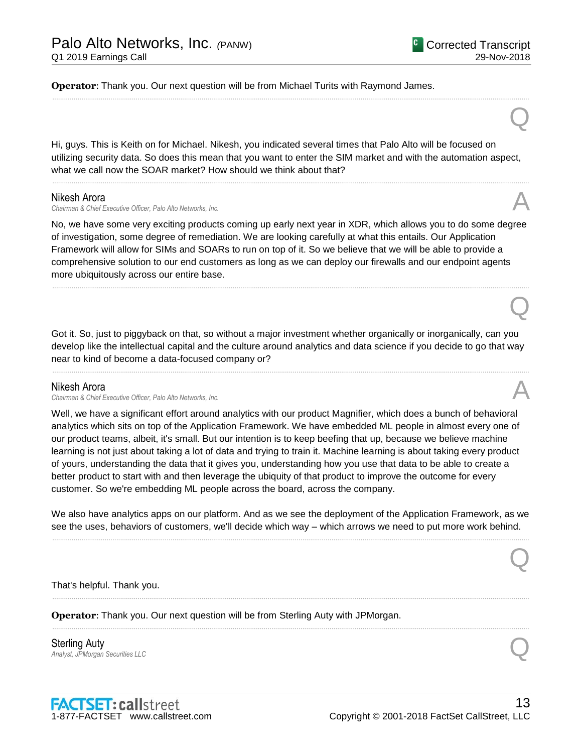**Operator**: Thank you. Our next question will be from Michael Turits with Raymond James.

---

Q

Hi, guys. This is Keith on for Michael. Nikesh, you indicated several times that Palo Alto will be focused on utilizing security data. So does this mean that you want to enter the SIM market and with the automation aspect, what we call now the SOAR market? How should we think about that?

---

**Nikesh Arora**
*Chairman & Chief Executive Officer, Palo Alto Networks, Inc.*

A

No, we have some very exciting products coming up early next year in XDR, which allows you to do some degree of investigation, some degree of remediation. We are looking carefully at what this entails. Our Application Framework will allow for SIMs and SOARs to run on top of it. So we believe that we will be able to provide a comprehensive solution to our end customers as long as we can deploy our firewalls and our endpoint agents more ubiquitously across our entire base.

---

Q

Got it. So, just to piggyback on that, so without a major investment whether organically or inorganically, can you develop like the intellectual capital and the culture around analytics and data science if you decide to go that way near to kind of become a data-focused company or?

---

**Nikesh Arora**
*Chairman & Chief Executive Officer, Palo Alto Networks, Inc.*

A

Well, we have a significant effort around analytics with our product Magnifier, which does a bunch of behavioral analytics which sits on top of the Application Framework. We have embedded ML people in almost every one of our product teams, albeit, it's small. But our intention is to keep beefing that up, because we believe machine learning is not just about taking a lot of data and trying to train it. Machine learning is about taking every product of yours, understanding the data that it gives you, understanding how you use that data to be able to create a better product to start with and then leverage the ubiquity of that product to improve the outcome for every customer. So we're embedding ML people across the board, across the company.

We also have analytics apps on our platform. And as we see the deployment of the Application Framework, as we see the uses, behaviors of customers, we'll decide which way – which arrows we need to put more work behind.

---

Q

That's helpful. Thank you.

---

**Operator**: Thank you. Our next question will be from Sterling Auty with JPMorgan.

---

**Sterling Auty**
*Analyst, JPMorgan Securities LLC*

Q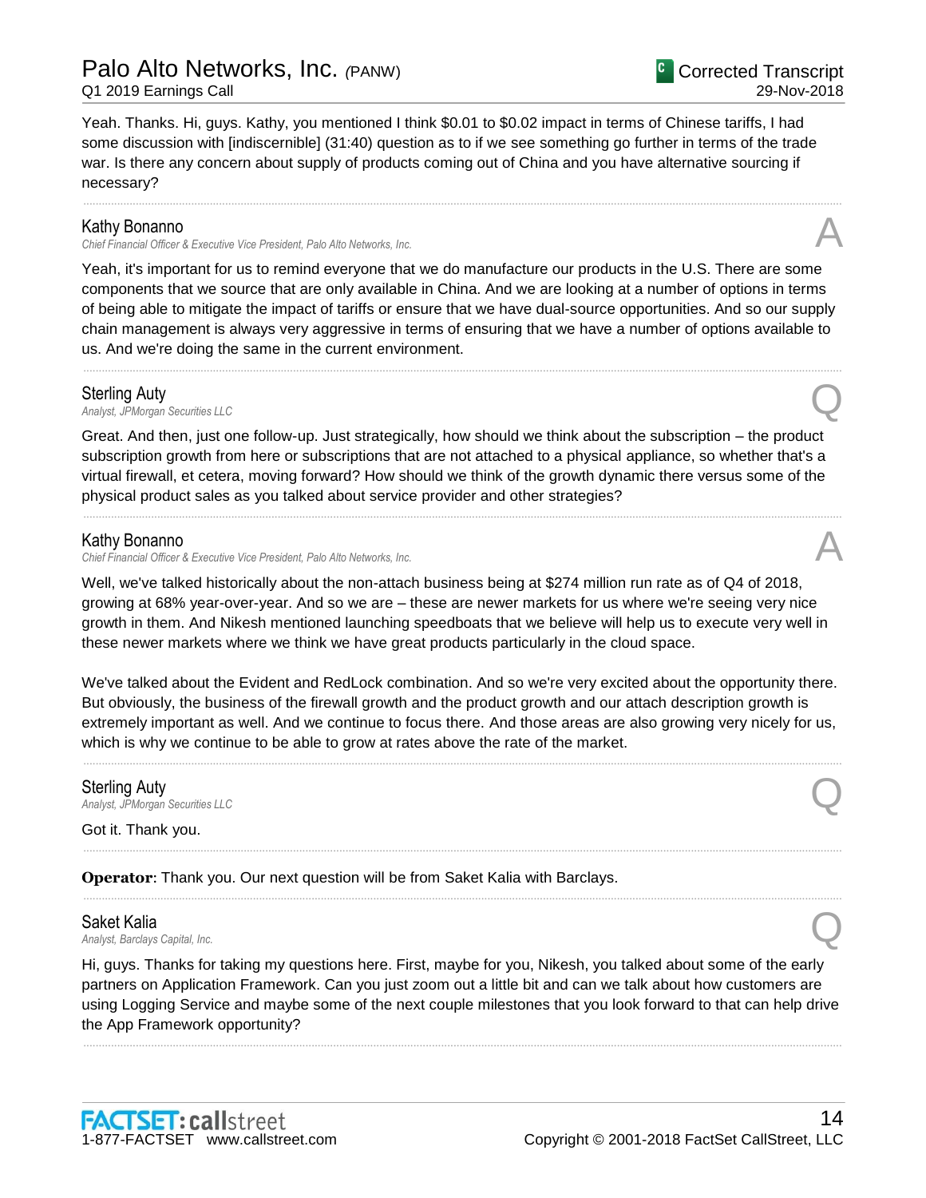Yeah. Thanks. Hi, guys. Kathy, you mentioned I think $0.01 to $0.02 impact in terms of Chinese tariffs, I had some discussion with [indiscernible] (31:40) question as to if we see something go further in terms of the trade war. Is there any concern about supply of products coming out of China and you have alternative sourcing if necessary?

---

**Kathy Bonanno**
*Chief Financial Officer & Executive Vice President, Palo Alto Networks, Inc.* **A**

Yeah, it's important for us to remind everyone that we do manufacture our products in the U.S. There are some components that we source that are only available in China. And we are looking at a number of options in terms of being able to mitigate the impact of tariffs or ensure that we have dual-source opportunities. And so our supply chain management is always very aggressive in terms of ensuring that we have a number of options available to us. And we're doing the same in the current environment.

---

**Sterling Auty**
*Analyst, JPMorgan Securities LLC* **Q**

Great. And then, just one follow-up. Just strategically, how should we think about the subscription – the product subscription growth from here or subscriptions that are not attached to a physical appliance, so whether that's a virtual firewall, et cetera, moving forward? How should we think of the growth dynamic there versus some of the physical product sales as you talked about service provider and other strategies?

---

**Kathy Bonanno**
*Chief Financial Officer & Executive Vice President, Palo Alto Networks, Inc.* **A**

Well, we've talked historically about the non-attach business being at $274 million run rate as of Q4 of 2018, growing at 68% year-over-year. And so we are – these are newer markets for us where we're seeing very nice growth in them. And Nikesh mentioned launching speedboats that we believe will help us to execute very well in these newer markets where we think we have great products particularly in the cloud space.

We've talked about the Evident and RedLock combination. And so we're very excited about the opportunity there. But obviously, the business of the firewall growth and the product growth and our attach description growth is extremely important as well. And we continue to focus there. And those areas are also growing very nicely for us, which is why we continue to be able to grow at rates above the rate of the market.

---

**Sterling Auty**
*Analyst, JPMorgan Securities LLC* **Q**

Got it. Thank you.

---

**Operator**: Thank you. Our next question will be from Saket Kalia with Barclays.

---

**Saket Kalia**
*Analyst, Barclays Capital, Inc.* **Q**

Hi, guys. Thanks for taking my questions here. First, maybe for you, Nikesh, you talked about some of the early partners on Application Framework. Can you just zoom out a little bit and can we talk about how customers are using Logging Service and maybe some of the next couple milestones that you look forward to that can help drive the App Framework opportunity?

---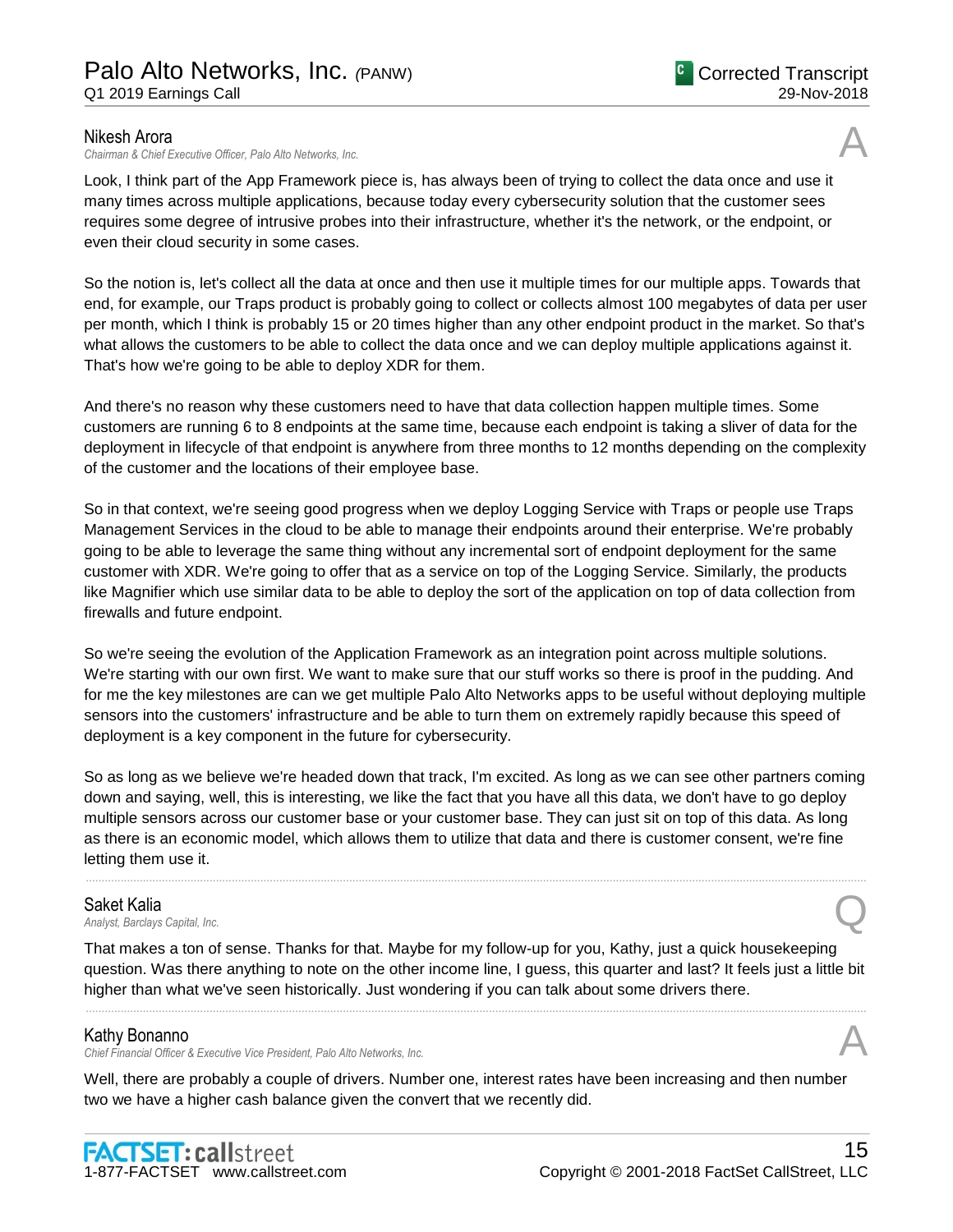**Nikesh Arora**
*Chairman & Chief Executive Officer, Palo Alto Networks, Inc.*

A

Look, I think part of the App Framework piece is, has always been of trying to collect the data once and use it many times across multiple applications, because today every cybersecurity solution that the customer sees requires some degree of intrusive probes into their infrastructure, whether it's the network, or the endpoint, or even their cloud security in some cases.

So the notion is, let's collect all the data at once and then use it multiple times for our multiple apps. Towards that end, for example, our Traps product is probably going to collect or collects almost 100 megabytes of data per user per month, which I think is probably 15 or 20 times higher than any other endpoint product in the market. So that's what allows the customers to be able to collect the data once and we can deploy multiple applications against it. That's how we're going to be able to deploy XDR for them.

And there's no reason why these customers need to have that data collection happen multiple times. Some customers are running 6 to 8 endpoints at the same time, because each endpoint is taking a sliver of data for the deployment in lifecycle of that endpoint is anywhere from three months to 12 months depending on the complexity of the customer and the locations of their employee base.

So in that context, we're seeing good progress when we deploy Logging Service with Traps or people use Traps Management Services in the cloud to be able to manage their endpoints around their enterprise. We're probably going to be able to leverage the same thing without any incremental sort of endpoint deployment for the same customer with XDR. We're going to offer that as a service on top of the Logging Service. Similarly, the products like Magnifier which use similar data to be able to deploy the sort of the application on top of data collection from firewalls and future endpoint.

So we're seeing the evolution of the Application Framework as an integration point across multiple solutions. We're starting with our own first. We want to make sure that our stuff works so there is proof in the pudding. And for me the key milestones are can we get multiple Palo Alto Networks apps to be useful without deploying multiple sensors into the customers' infrastructure and be able to turn them on extremely rapidly because this speed of deployment is a key component in the future for cybersecurity.

So as long as we believe we're headed down that track, I'm excited. As long as we can see other partners coming down and saying, well, this is interesting, we like the fact that you have all this data, we don't have to go deploy multiple sensors across our customer base or your customer base. They can just sit on top of this data. As long as there is an economic model, which allows them to utilize that data and there is customer consent, we're fine letting them use it.

---

**Saket Kalia**
*Analyst, Barclays Capital, Inc.*

Q

That makes a ton of sense. Thanks for that. Maybe for my follow-up for you, Kathy, just a quick housekeeping question. Was there anything to note on the other income line, I guess, this quarter and last? It feels just a little bit higher than what we've seen historically. Just wondering if you can talk about some drivers there.

---

**Kathy Bonanno**
*Chief Financial Officer & Executive Vice President, Palo Alto Networks, Inc.*

A

Well, there are probably a couple of drivers. Number one, interest rates have been increasing and then number two we have a higher cash balance given the convert that we recently did.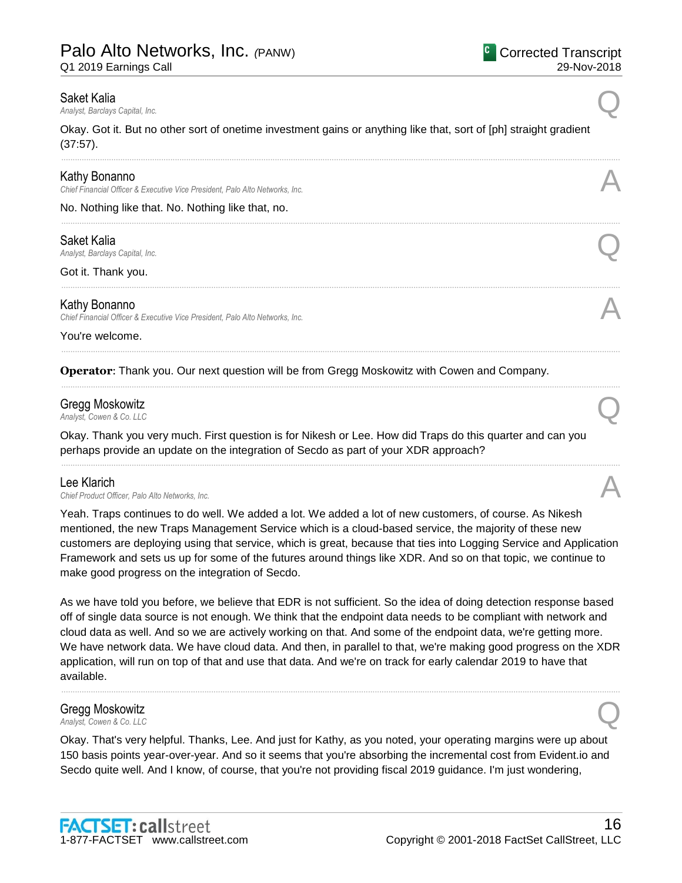**Saket Kalia**
*Analyst, Barclays Capital, Inc.*

Q

Okay. Got it. But no other sort of onetime investment gains or anything like that, sort of [ph] straight gradient (37:57).

---

**Kathy Bonanno**
*Chief Financial Officer & Executive Vice President, Palo Alto Networks, Inc.*

A

No. Nothing like that. No. Nothing like that, no.

---

**Saket Kalia**
*Analyst, Barclays Capital, Inc.*

Q

Got it. Thank you.

---

**Kathy Bonanno**
*Chief Financial Officer & Executive Vice President, Palo Alto Networks, Inc.*

A

You're welcome.

---

**Operator**: Thank you. Our next question will be from Gregg Moskowitz with Cowen and Company.

---

**Gregg Moskowitz**
*Analyst, Cowen & Co. LLC*

Q

Okay. Thank you very much. First question is for Nikesh or Lee. How did Traps do this quarter and can you perhaps provide an update on the integration of Secdo as part of your XDR approach?

---

**Lee Klarich**
*Chief Product Officer, Palo Alto Networks, Inc.*

A

Yeah. Traps continues to do well. We added a lot. We added a lot of new customers, of course. As Nikesh mentioned, the new Traps Management Service which is a cloud-based service, the majority of these new customers are deploying using that service, which is great, because that ties into Logging Service and Application Framework and sets us up for some of the futures around things like XDR. And so on that topic, we continue to make good progress on the integration of Secdo.

As we have told you before, we believe that EDR is not sufficient. So the idea of doing detection response based off of single data source is not enough. We think that the endpoint data needs to be compliant with network and cloud data as well. And so we are actively working on that. And some of the endpoint data, we're getting more. We have network data. We have cloud data. And then, in parallel to that, we're making good progress on the XDR application, will run on top of that and use that data. And we're on track for early calendar 2019 to have that available.

---

**Gregg Moskowitz**
*Analyst, Cowen & Co. LLC*

Q

Okay. That's very helpful. Thanks, Lee. And just for Kathy, as you noted, your operating margins were up about 150 basis points year-over-year. And so it seems that you're absorbing the incremental cost from Evident.io and Secdo quite well. And I know, of course, that you're not providing fiscal 2019 guidance. I'm just wondering,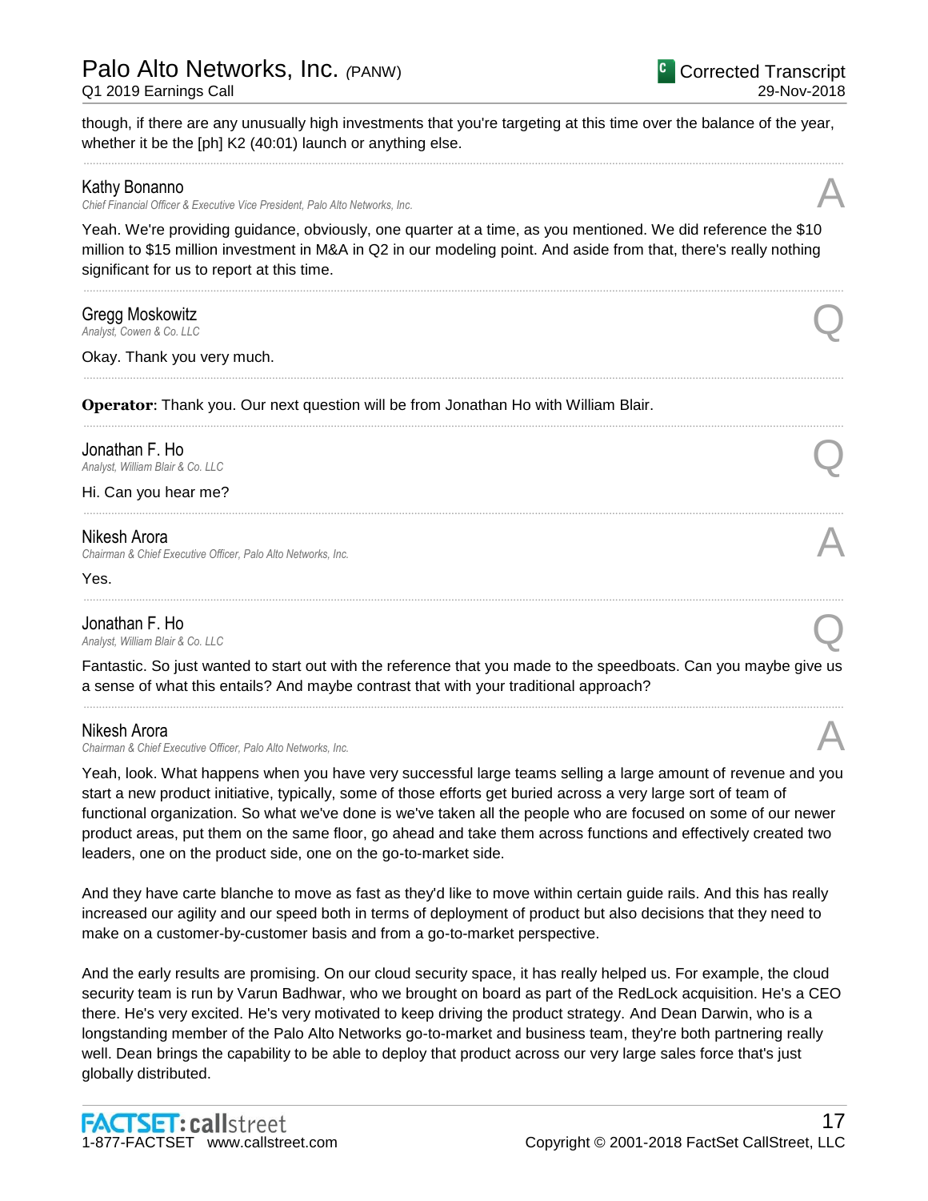though, if there are any unusually high investments that you're targeting at this time over the balance of the year, whether it be the [ph] K2 (40:01) launch or anything else.

---

**Kathy Bonanno**
*Chief Financial Officer & Executive Vice President, Palo Alto Networks, Inc.* **A**

Yeah. We're providing guidance, obviously, one quarter at a time, as you mentioned. We did reference the $10 million to $15 million investment in M&A in Q2 in our modeling point. And aside from that, there's really nothing significant for us to report at this time.

---

**Gregg Moskowitz**
*Analyst, Cowen & Co. LLC* **Q**

Okay. Thank you very much.

---

**Operator**: Thank you. Our next question will be from Jonathan Ho with William Blair.

---

**Jonathan F. Ho**
*Analyst, William Blair & Co. LLC* **Q**

Hi. Can you hear me?

---

**Nikesh Arora**
*Chairman & Chief Executive Officer, Palo Alto Networks, Inc.* **A**

Yes.

---

**Jonathan F. Ho**
*Analyst, William Blair & Co. LLC* **Q**

Fantastic. So just wanted to start out with the reference that you made to the speedboats. Can you maybe give us a sense of what this entails? And maybe contrast that with your traditional approach?

---

**Nikesh Arora**
*Chairman & Chief Executive Officer, Palo Alto Networks, Inc.* **A**

Yeah, look. What happens when you have very successful large teams selling a large amount of revenue and you start a new product initiative, typically, some of those efforts get buried across a very large sort of team of functional organization. So what we've done is we've taken all the people who are focused on some of our newer product areas, put them on the same floor, go ahead and take them across functions and effectively created two leaders, one on the product side, one on the go-to-market side.

And they have carte blanche to move as fast as they'd like to move within certain guide rails. And this has really increased our agility and our speed both in terms of deployment of product but also decisions that they need to make on a customer-by-customer basis and from a go-to-market perspective.

And the early results are promising. On our cloud security space, it has really helped us. For example, the cloud security team is run by Varun Badhwar, who we brought on board as part of the RedLock acquisition. He's a CEO there. He's very excited. He's very motivated to keep driving the product strategy. And Dean Darwin, who is a longstanding member of the Palo Alto Networks go-to-market and business team, they're both partnering really well. Dean brings the capability to be able to deploy that product across our very large sales force that's just globally distributed.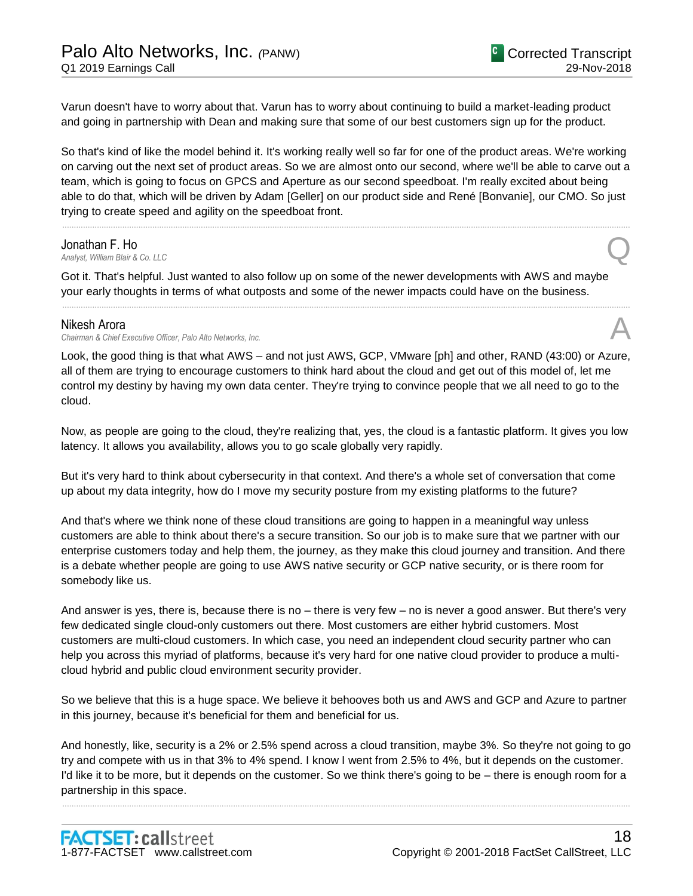Varun doesn't have to worry about that. Varun has to worry about continuing to build a market-leading product and going in partnership with Dean and making sure that some of our best customers sign up for the product.

So that's kind of like the model behind it. It's working really well so far for one of the product areas. We're working on carving out the next set of product areas. So we are almost onto our second, where we'll be able to carve out a team, which is going to focus on GPCS and Aperture as our second speedboat. I'm really excited about being able to do that, which will be driven by Adam [Geller] on our product side and René [Bonvanie], our CMO. So just trying to create speed and agility on the speedboat front.

---

**Jonathan F. Ho**
*Analyst, William Blair & Co. LLC* **Q**

Got it. That's helpful. Just wanted to also follow up on some of the newer developments with AWS and maybe your early thoughts in terms of what outposts and some of the newer impacts could have on the business.

---

**Nikesh Arora**
*Chairman & Chief Executive Officer, Palo Alto Networks, Inc.* **A**

Look, the good thing is that what AWS – and not just AWS, GCP, VMware [ph] and other, RAND (43:00) or Azure, all of them are trying to encourage customers to think hard about the cloud and get out of this model of, let me control my destiny by having my own data center. They're trying to convince people that we all need to go to the cloud.

Now, as people are going to the cloud, they're realizing that, yes, the cloud is a fantastic platform. It gives you low latency. It allows you availability, allows you to go scale globally very rapidly.

But it's very hard to think about cybersecurity in that context. And there's a whole set of conversation that come up about my data integrity, how do I move my security posture from my existing platforms to the future?

And that's where we think none of these cloud transitions are going to happen in a meaningful way unless customers are able to think about there's a secure transition. So our job is to make sure that we partner with our enterprise customers today and help them, the journey, as they make this cloud journey and transition. And there is a debate whether people are going to use AWS native security or GCP native security, or is there room for somebody like us.

And answer is yes, there is, because there is no – there is very few – no is never a good answer. But there's very few dedicated single cloud-only customers out there. Most customers are either hybrid customers. Most customers are multi-cloud customers. In which case, you need an independent cloud security partner who can help you across this myriad of platforms, because it's very hard for one native cloud provider to produce a multi-cloud hybrid and public cloud environment security provider.

So we believe that this is a huge space. We believe it behooves both us and AWS and GCP and Azure to partner in this journey, because it's beneficial for them and beneficial for us.

And honestly, like, security is a 2% or 2.5% spend across a cloud transition, maybe 3%. So they're not going to go try and compete with us in that 3% to 4% spend. I know I went from 2.5% to 4%, but it depends on the customer. I'd like it to be more, but it depends on the customer. So we think there's going to be – there is enough room for a partnership in this space.

---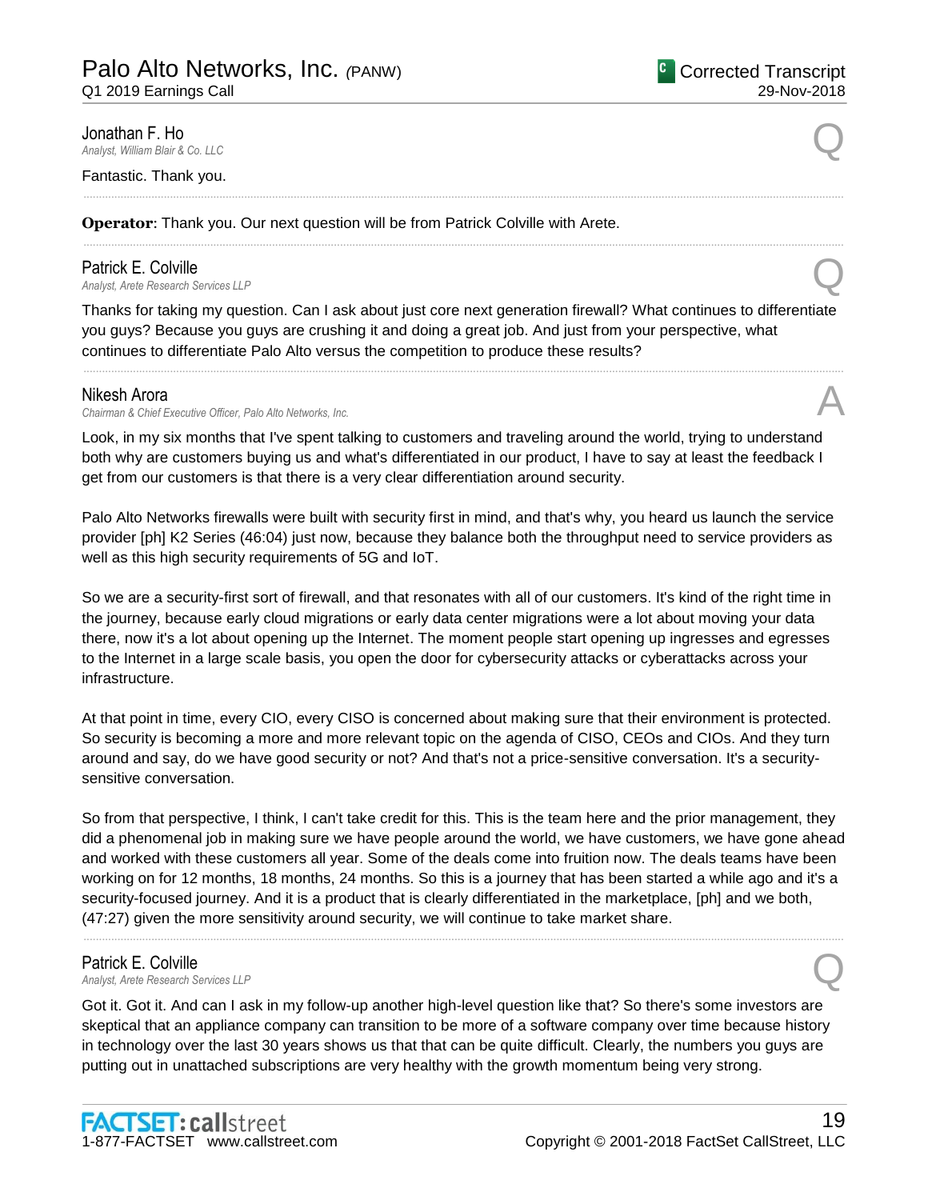**Jonathan F. Ho**
*Analyst, William Blair & Co. LLC*

Q

Fantastic. Thank you.

---

**Operator**: Thank you. Our next question will be from Patrick Colville with Arete.

---

**Patrick E. Colville**
*Analyst, Arete Research Services LLP*

Q

Thanks for taking my question. Can I ask about just core next generation firewall? What continues to differentiate you guys? Because you guys are crushing it and doing a great job. And just from your perspective, what continues to differentiate Palo Alto versus the competition to produce these results?

---

**Nikesh Arora**
*Chairman & Chief Executive Officer, Palo Alto Networks, Inc.*

A

Look, in my six months that I've spent talking to customers and traveling around the world, trying to understand both why are customers buying us and what's differentiated in our product, I have to say at least the feedback I get from our customers is that there is a very clear differentiation around security.

Palo Alto Networks firewalls were built with security first in mind, and that's why, you heard us launch the service provider [ph] K2 Series (46:04) just now, because they balance both the throughput need to service providers as well as this high security requirements of 5G and IoT.

So we are a security-first sort of firewall, and that resonates with all of our customers. It's kind of the right time in the journey, because early cloud migrations or early data center migrations were a lot about moving your data there, now it's a lot about opening up the Internet. The moment people start opening up ingresses and egresses to the Internet in a large scale basis, you open the door for cybersecurity attacks or cyberattacks across your infrastructure.

At that point in time, every CIO, every CISO is concerned about making sure that their environment is protected. So security is becoming a more and more relevant topic on the agenda of CISO, CEOs and CIOs. And they turn around and say, do we have good security or not? And that's not a price-sensitive conversation. It's a security-sensitive conversation.

So from that perspective, I think, I can't take credit for this. This is the team here and the prior management, they did a phenomenal job in making sure we have people around the world, we have customers, we have gone ahead and worked with these customers all year. Some of the deals come into fruition now. The deals teams have been working on for 12 months, 18 months, 24 months. So this is a journey that has been started a while ago and it's a security-focused journey. And it is a product that is clearly differentiated in the marketplace, [ph] and we both, (47:27) given the more sensitivity around security, we will continue to take market share.

---

**Patrick E. Colville**
*Analyst, Arete Research Services LLP*

Q

Got it. Got it. And can I ask in my follow-up another high-level question like that? So there's some investors are skeptical that an appliance company can transition to be more of a software company over time because history in technology over the last 30 years shows us that that can be quite difficult. Clearly, the numbers you guys are putting out in unattached subscriptions are very healthy with the growth momentum being very strong.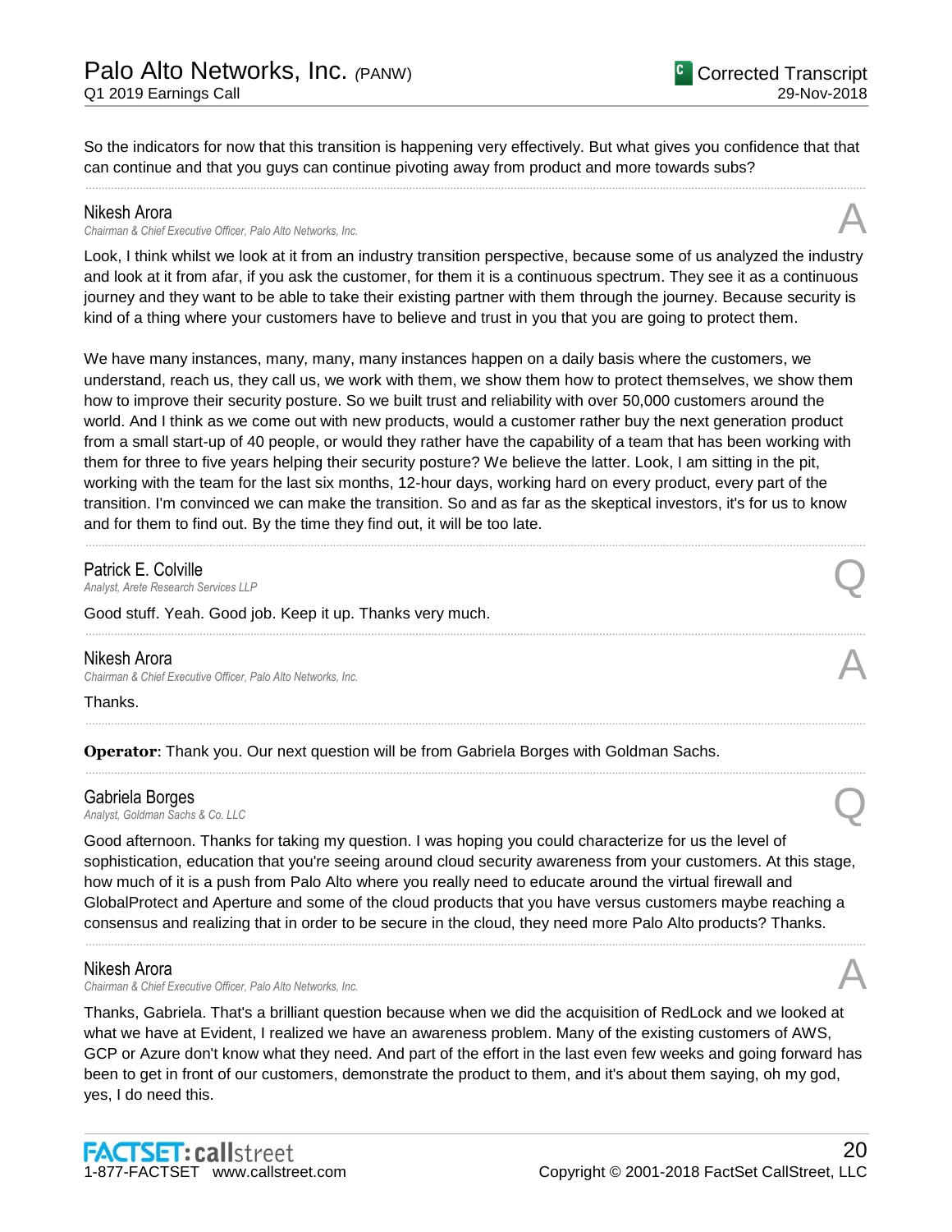So the indicators for now that this transition is happening very effectively. But what gives you confidence that that can continue and that you guys can continue pivoting away from product and more towards subs?

---

**Nikesh Arora**
*Chairman & Chief Executive Officer, Palo Alto Networks, Inc.* **A**

Look, I think whilst we look at it from an industry transition perspective, because some of us analyzed the industry and look at it from afar, if you ask the customer, for them it is a continuous spectrum. They see it as a continuous journey and they want to be able to take their existing partner with them through the journey. Because security is kind of a thing where your customers have to believe and trust in you that you are going to protect them.

We have many instances, many, many, many instances happen on a daily basis where the customers, we understand, reach us, they call us, we work with them, we show them how to protect themselves, we show them how to improve their security posture. So we built trust and reliability with over 50,000 customers around the world. And I think as we come out with new products, would a customer rather buy the next generation product from a small start-up of 40 people, or would they rather have the capability of a team that has been working with them for three to five years helping their security posture? We believe the latter. Look, I am sitting in the pit, working with the team for the last six months, 12-hour days, working hard on every product, every part of the transition. I'm convinced we can make the transition. So and as far as the skeptical investors, it's for us to know and for them to find out. By the time they find out, it will be too late.

---

**Patrick E. Colville**
*Analyst, Arete Research Services LLP* **Q**

Good stuff. Yeah. Good job. Keep it up. Thanks very much.

---

**Nikesh Arora**
*Chairman & Chief Executive Officer, Palo Alto Networks, Inc.* **A**

Thanks.

---

**Operator**: Thank you. Our next question will be from Gabriela Borges with Goldman Sachs.

---

**Gabriela Borges**
*Analyst, Goldman Sachs & Co. LLC* **Q**

Good afternoon. Thanks for taking my question. I was hoping you could characterize for us the level of sophistication, education that you're seeing around cloud security awareness from your customers. At this stage, how much of it is a push from Palo Alto where you really need to educate around the virtual firewall and GlobalProtect and Aperture and some of the cloud products that you have versus customers maybe reaching a consensus and realizing that in order to be secure in the cloud, they need more Palo Alto products? Thanks.

---

**Nikesh Arora**
*Chairman & Chief Executive Officer, Palo Alto Networks, Inc.* **A**

Thanks, Gabriela. That's a brilliant question because when we did the acquisition of RedLock and we looked at what we have at Evident, I realized we have an awareness problem. Many of the existing customers of AWS, GCP or Azure don't know what they need. And part of the effort in the last even few weeks and going forward has been to get in front of our customers, demonstrate the product to them, and it's about them saying, oh my god, yes, I do need this.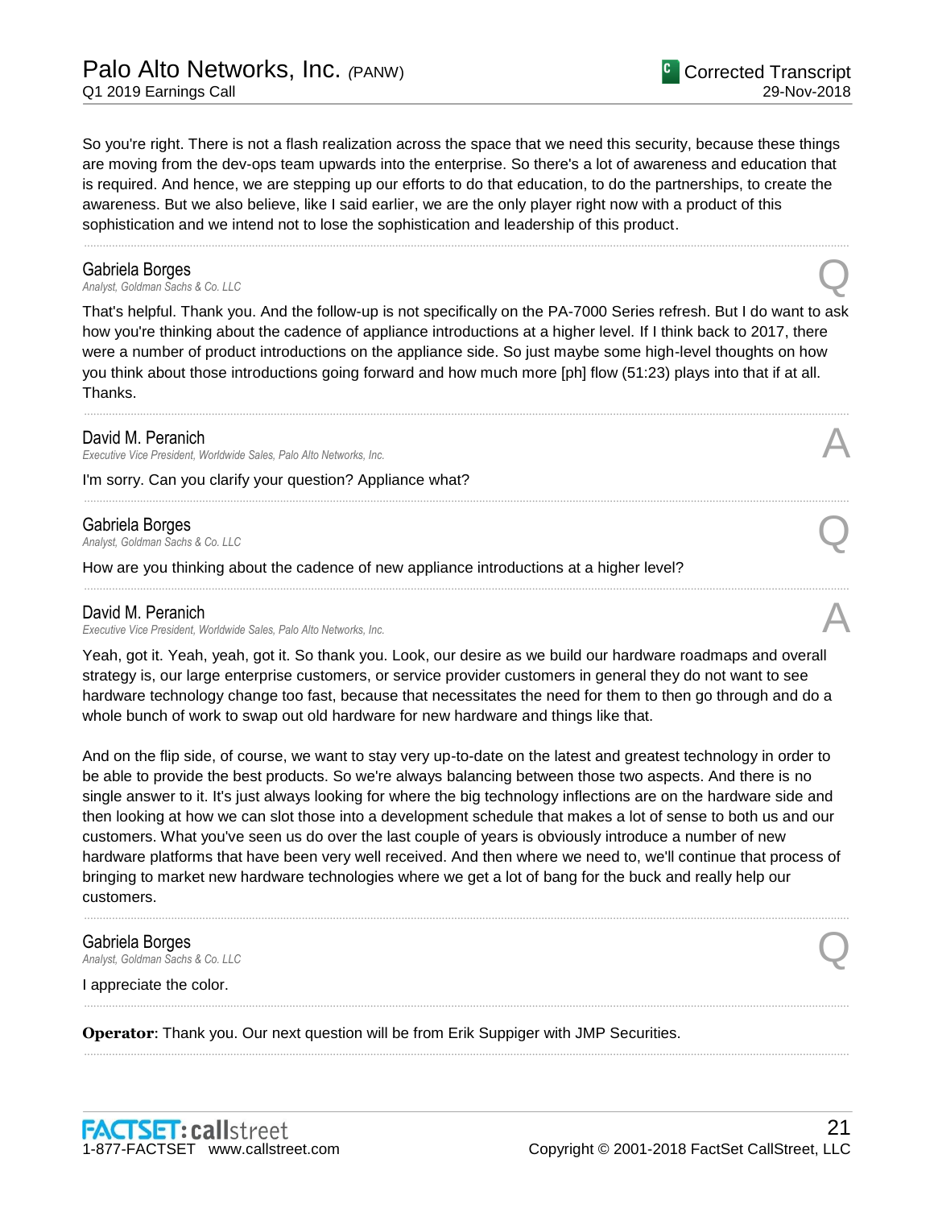So you're right. There is not a flash realization across the space that we need this security, because these things are moving from the dev-ops team upwards into the enterprise. So there's a lot of awareness and education that is required. And hence, we are stepping up our efforts to do that education, to do the partnerships, to create the awareness. But we also believe, like I said earlier, we are the only player right now with a product of this sophistication and we intend not to lose the sophistication and leadership of this product.

---

**Gabriela Borges**
*Analyst, Goldman Sachs & Co. LLC* **Q**

That's helpful. Thank you. And the follow-up is not specifically on the PA-7000 Series refresh. But I do want to ask how you're thinking about the cadence of appliance introductions at a higher level. If I think back to 2017, there were a number of product introductions on the appliance side. So just maybe some high-level thoughts on how you think about those introductions going forward and how much more [ph] flow (51:23) plays into that if at all. Thanks.

---

**David M. Peranich**
*Executive Vice President, Worldwide Sales, Palo Alto Networks, Inc.* **A**

I'm sorry. Can you clarify your question? Appliance what?

---

**Gabriela Borges**
*Analyst, Goldman Sachs & Co. LLC* **Q**

How are you thinking about the cadence of new appliance introductions at a higher level?

---

**David M. Peranich**
*Executive Vice President, Worldwide Sales, Palo Alto Networks, Inc.* **A**

Yeah, got it. Yeah, yeah, got it. So thank you. Look, our desire as we build our hardware roadmaps and overall strategy is, our large enterprise customers, or service provider customers in general they do not want to see hardware technology change too fast, because that necessitates the need for them to then go through and do a whole bunch of work to swap out old hardware for new hardware and things like that.

And on the flip side, of course, we want to stay very up-to-date on the latest and greatest technology in order to be able to provide the best products. So we're always balancing between those two aspects. And there is no single answer to it. It's just always looking for where the big technology inflections are on the hardware side and then looking at how we can slot those into a development schedule that makes a lot of sense to both us and our customers. What you've seen us do over the last couple of years is obviously introduce a number of new hardware platforms that have been very well received. And then where we need to, we'll continue that process of bringing to market new hardware technologies where we get a lot of bang for the buck and really help our customers.

---

**Gabriela Borges**
*Analyst, Goldman Sachs & Co. LLC* **Q**

I appreciate the color.

---

**Operator**: Thank you. Our next question will be from Erik Suppiger with JMP Securities.

---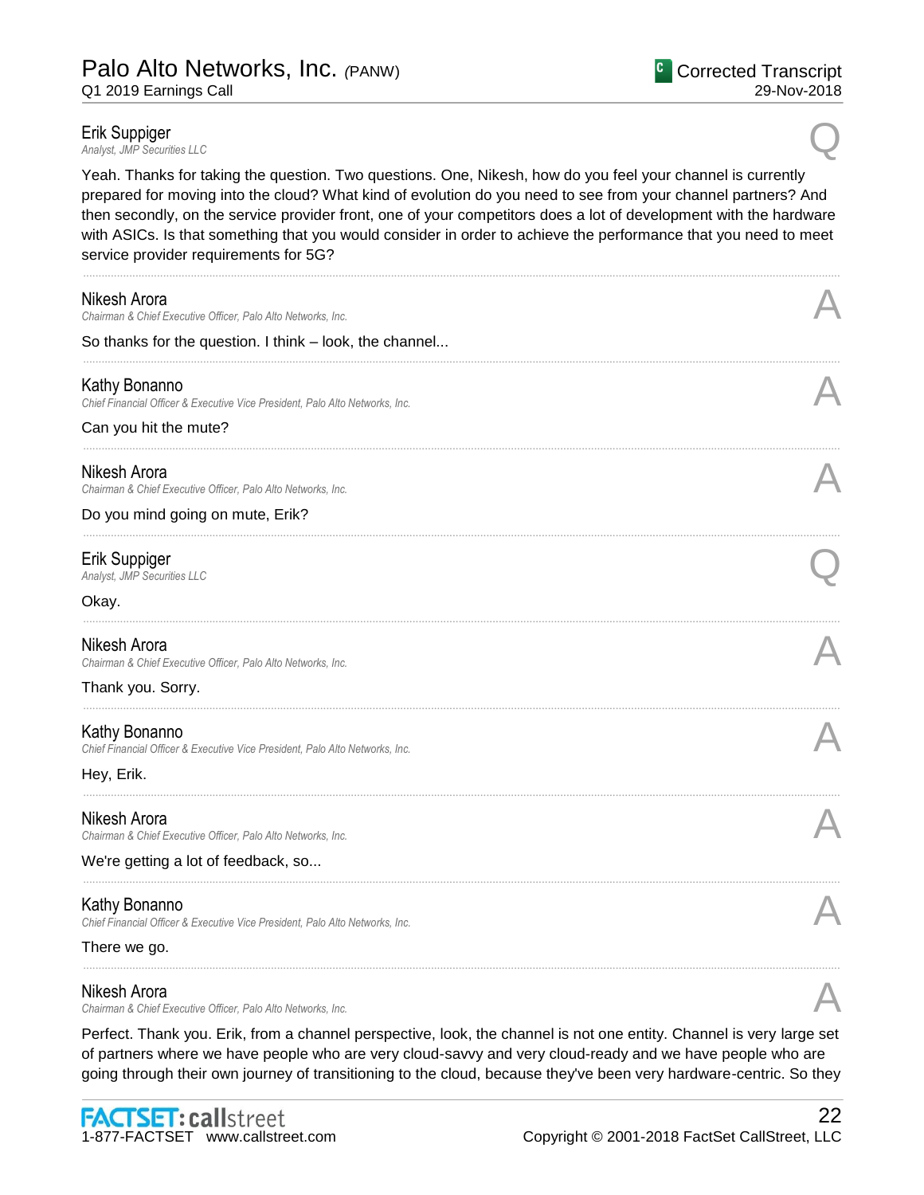**Erik Suppiger**
*Analyst, JMP Securities LLC* Q

Yeah. Thanks for taking the question. Two questions. One, Nikesh, how do you feel your channel is currently prepared for moving into the cloud? What kind of evolution do you need to see from your channel partners? And then secondly, on the service provider front, one of your competitors does a lot of development with the hardware with ASICs. Is that something that you would consider in order to achieve the performance that you need to meet service provider requirements for 5G?

---

**Nikesh Arora**
*Chairman & Chief Executive Officer, Palo Alto Networks, Inc.* A

So thanks for the question. I think – look, the channel...

---

**Kathy Bonanno**
*Chief Financial Officer & Executive Vice President, Palo Alto Networks, Inc.* A

Can you hit the mute?

---

**Nikesh Arora**
*Chairman & Chief Executive Officer, Palo Alto Networks, Inc.* A

Do you mind going on mute, Erik?

---

**Erik Suppiger**
*Analyst, JMP Securities LLC* Q

Okay.

---

**Nikesh Arora**
*Chairman & Chief Executive Officer, Palo Alto Networks, Inc.* A

Thank you. Sorry.

---

**Kathy Bonanno**
*Chief Financial Officer & Executive Vice President, Palo Alto Networks, Inc.* A

Hey, Erik.

---

**Nikesh Arora**
*Chairman & Chief Executive Officer, Palo Alto Networks, Inc.* A

We're getting a lot of feedback, so...

---

**Kathy Bonanno**
*Chief Financial Officer & Executive Vice President, Palo Alto Networks, Inc.* A

There we go.

---

**Nikesh Arora**
*Chairman & Chief Executive Officer, Palo Alto Networks, Inc.* A

Perfect. Thank you. Erik, from a channel perspective, look, the channel is not one entity. Channel is very large set of partners where we have people who are very cloud-savvy and very cloud-ready and we have people who are going through their own journey of transitioning to the cloud, because they've been very hardware-centric. So they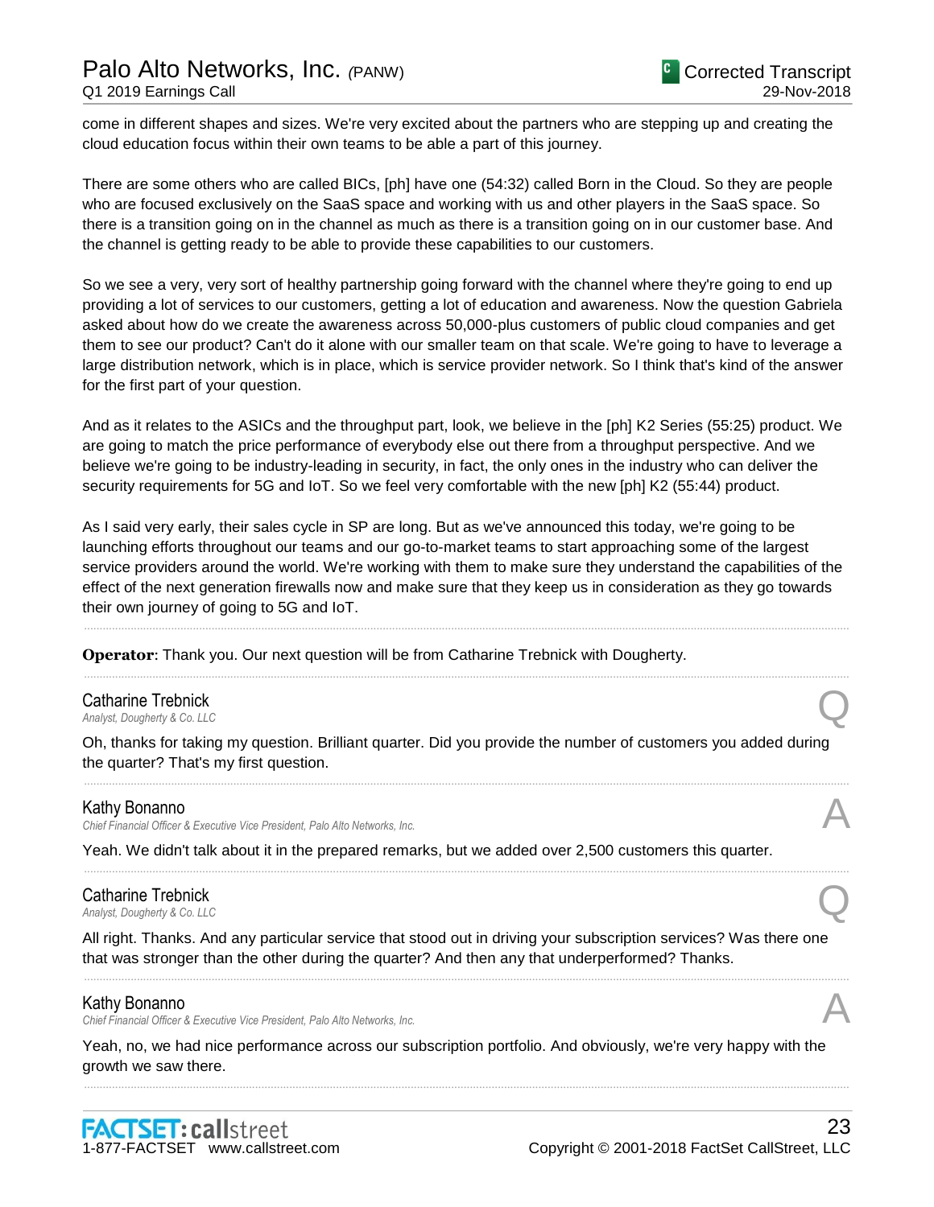come in different shapes and sizes. We're very excited about the partners who are stepping up and creating the cloud education focus within their own teams to be able a part of this journey.

There are some others who are called BICs, [ph] have one (54:32) called Born in the Cloud. So they are people who are focused exclusively on the SaaS space and working with us and other players in the SaaS space. So there is a transition going on in the channel as much as there is a transition going on in our customer base. And the channel is getting ready to be able to provide these capabilities to our customers.

So we see a very, very sort of healthy partnership going forward with the channel where they're going to end up providing a lot of services to our customers, getting a lot of education and awareness. Now the question Gabriela asked about how do we create the awareness across 50,000-plus customers of public cloud companies and get them to see our product? Can't do it alone with our smaller team on that scale. We're going to have to leverage a large distribution network, which is in place, which is service provider network. So I think that's kind of the answer for the first part of your question.

And as it relates to the ASICs and the throughput part, look, we believe in the [ph] K2 Series (55:25) product. We are going to match the price performance of everybody else out there from a throughput perspective. And we believe we're going to be industry-leading in security, in fact, the only ones in the industry who can deliver the security requirements for 5G and IoT. So we feel very comfortable with the new [ph] K2 (55:44) product.

As I said very early, their sales cycle in SP are long. But as we've announced this today, we're going to be launching efforts throughout our teams and our go-to-market teams to start approaching some of the largest service providers around the world. We're working with them to make sure they understand the capabilities of the effect of the next generation firewalls now and make sure that they keep us in consideration as they go towards their own journey of going to 5G and IoT.

---

**Operator**: Thank you. Our next question will be from Catharine Trebnick with Dougherty.

---

**Catharine Trebnick**
*Analyst, Dougherty & Co. LLC* — Q

Oh, thanks for taking my question. Brilliant quarter. Did you provide the number of customers you added during the quarter? That's my first question.

---

**Kathy Bonanno**
*Chief Financial Officer & Executive Vice President, Palo Alto Networks, Inc.* — A

Yeah. We didn't talk about it in the prepared remarks, but we added over 2,500 customers this quarter.

---

**Catharine Trebnick**
*Analyst, Dougherty & Co. LLC* — Q

All right. Thanks. And any particular service that stood out in driving your subscription services? Was there one that was stronger than the other during the quarter? And then any that underperformed? Thanks.

---

**Kathy Bonanno**
*Chief Financial Officer & Executive Vice President, Palo Alto Networks, Inc.* — A

Yeah, no, we had nice performance across our subscription portfolio. And obviously, we're very happy with the growth we saw there.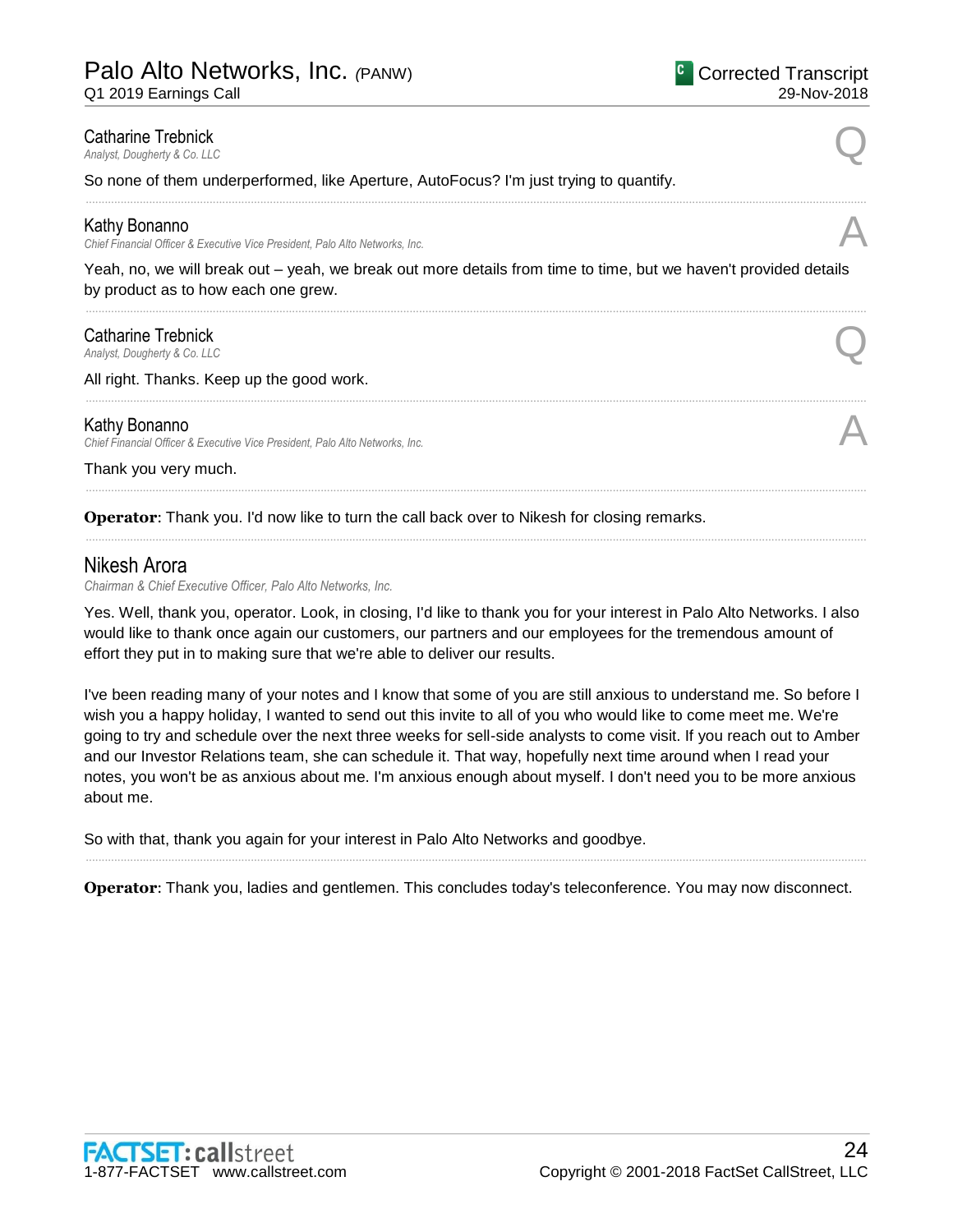**Catharine Trebnick**
*Analyst, Dougherty & Co. LLC* Q

So none of them underperformed, like Aperture, AutoFocus? I'm just trying to quantify.

---

**Kathy Bonanno**
*Chief Financial Officer & Executive Vice President, Palo Alto Networks, Inc.* A

Yeah, no, we will break out – yeah, we break out more details from time to time, but we haven't provided details by product as to how each one grew.

---

**Catharine Trebnick**
*Analyst, Dougherty & Co. LLC* Q

All right. Thanks. Keep up the good work.

---

**Kathy Bonanno**
*Chief Financial Officer & Executive Vice President, Palo Alto Networks, Inc.* A

Thank you very much.

---

**Operator**: Thank you. I'd now like to turn the call back over to Nikesh for closing remarks.

---

## Nikesh Arora

*Chairman & Chief Executive Officer, Palo Alto Networks, Inc.*

Yes. Well, thank you, operator. Look, in closing, I'd like to thank you for your interest in Palo Alto Networks. I also would like to thank once again our customers, our partners and our employees for the tremendous amount of effort they put in to making sure that we're able to deliver our results.

I've been reading many of your notes and I know that some of you are still anxious to understand me. So before I wish you a happy holiday, I wanted to send out this invite to all of you who would like to come meet me. We're going to try and schedule over the next three weeks for sell-side analysts to come visit. If you reach out to Amber and our Investor Relations team, she can schedule it. That way, hopefully next time around when I read your notes, you won't be as anxious about me. I'm anxious enough about myself. I don't need you to be more anxious about me.

So with that, thank you again for your interest in Palo Alto Networks and goodbye.

---

**Operator**: Thank you, ladies and gentlemen. This concludes today's teleconference. You may now disconnect.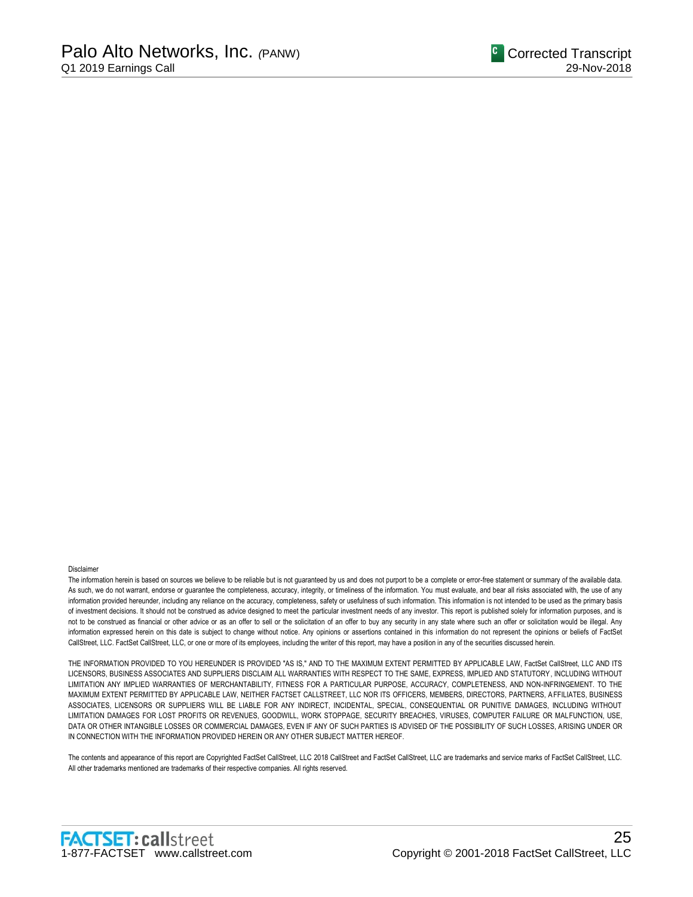Disclaimer

The information herein is based on sources we believe to be reliable but is not guaranteed by us and does not purport to be a complete or error-free statement or summary of the available data. As such, we do not warrant, endorse or guarantee the completeness, accuracy, integrity, or timeliness of the information. You must evaluate, and bear all risks associated with, the use of any information provided hereunder, including any reliance on the accuracy, completeness, safety or usefulness of such information. This information is not intended to be used as the primary basis of investment decisions. It should not be construed as advice designed to meet the particular investment needs of any investor. This report is published solely for information purposes, and is not to be construed as financial or other advice or as an offer to sell or the solicitation of an offer to buy any security in any state where such an offer or solicitation would be illegal. Any information expressed herein on this date is subject to change without notice. Any opinions or assertions contained in this information do not represent the opinions or beliefs of FactSet CallStreet, LLC. FactSet CallStreet, LLC, or one or more of its employees, including the writer of this report, may have a position in any of the securities discussed herein.

THE INFORMATION PROVIDED TO YOU HEREUNDER IS PROVIDED "AS IS," AND TO THE MAXIMUM EXTENT PERMITTED BY APPLICABLE LAW, FactSet CallStreet, LLC AND ITS LICENSORS, BUSINESS ASSOCIATES AND SUPPLIERS DISCLAIM ALL WARRANTIES WITH RESPECT TO THE SAME, EXPRESS, IMPLIED AND STATUTORY, INCLUDING WITHOUT LIMITATION ANY IMPLIED WARRANTIES OF MERCHANTABILITY, FITNESS FOR A PARTICULAR PURPOSE, ACCURACY, COMPLETENESS, AND NON-INFRINGEMENT. TO THE MAXIMUM EXTENT PERMITTED BY APPLICABLE LAW, NEITHER FACTSET CALLSTREET, LLC NOR ITS OFFICERS, MEMBERS, DIRECTORS, PARTNERS, AFFILIATES, BUSINESS ASSOCIATES, LICENSORS OR SUPPLIERS WILL BE LIABLE FOR ANY INDIRECT, INCIDENTAL, SPECIAL, CONSEQUENTIAL OR PUNITIVE DAMAGES, INCLUDING WITHOUT LIMITATION DAMAGES FOR LOST PROFITS OR REVENUES, GOODWILL, WORK STOPPAGE, SECURITY BREACHES, VIRUSES, COMPUTER FAILURE OR MALFUNCTION, USE, DATA OR OTHER INTANGIBLE LOSSES OR COMMERCIAL DAMAGES, EVEN IF ANY OF SUCH PARTIES IS ADVISED OF THE POSSIBILITY OF SUCH LOSSES, ARISING UNDER OR IN CONNECTION WITH THE INFORMATION PROVIDED HEREIN OR ANY OTHER SUBJECT MATTER HEREOF.

The contents and appearance of this report are Copyrighted FactSet CallStreet, LLC 2018 CallStreet and FactSet CallStreet, LLC are trademarks and service marks of FactSet CallStreet, LLC. All other trademarks mentioned are trademarks of their respective companies. All rights reserved.